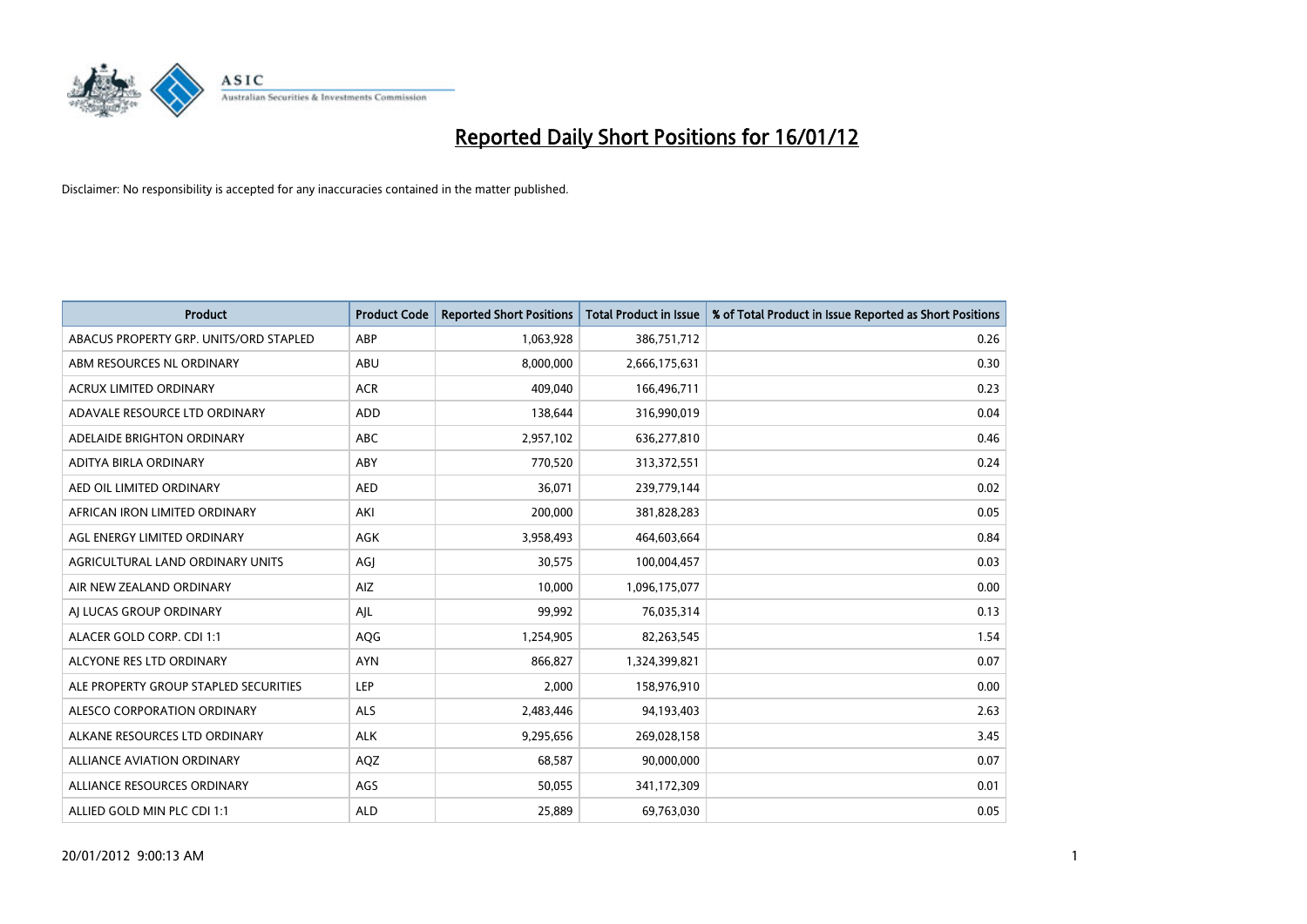# Reported Daily Short Positions for 16/01/12

Disclaimer: No responsibility is accepted for any inaccuracies contained in the matter published.

| Product | Product Code | Reported Short Positions | Total Product in Issue | % of Total Product in Issue Reported as Short Positions |
|---|---|---|---|---|
| ABACUS PROPERTY GRP. UNITS/ORD STAPLED | ABP | 1,063,928 | 386,751,712 | 0.26 |
| ABM RESOURCES NL ORDINARY | ABU | 8,000,000 | 2,666,175,631 | 0.30 |
| ACRUX LIMITED ORDINARY | ACR | 409,040 | 166,496,711 | 0.23 |
| ADAVALE RESOURCE LTD ORDINARY | ADD | 138,644 | 316,990,019 | 0.04 |
| ADELAIDE BRIGHTON ORDINARY | ABC | 2,957,102 | 636,277,810 | 0.46 |
| ADITYA BIRLA ORDINARY | ABY | 770,520 | 313,372,551 | 0.24 |
| AED OIL LIMITED ORDINARY | AED | 36,071 | 239,779,144 | 0.02 |
| AFRICAN IRON LIMITED ORDINARY | AKI | 200,000 | 381,828,283 | 0.05 |
| AGL ENERGY LIMITED ORDINARY | AGK | 3,958,493 | 464,603,664 | 0.84 |
| AGRICULTURAL LAND ORDINARY UNITS | AGJ | 30,575 | 100,004,457 | 0.03 |
| AIR NEW ZEALAND ORDINARY | AIZ | 10,000 | 1,096,175,077 | 0.00 |
| AJ LUCAS GROUP ORDINARY | AJL | 99,992 | 76,035,314 | 0.13 |
| ALACER GOLD CORP. CDI 1:1 | AQG | 1,254,905 | 82,263,545 | 1.54 |
| ALCYONE RES LTD ORDINARY | AYN | 866,827 | 1,324,399,821 | 0.07 |
| ALE PROPERTY GROUP STAPLED SECURITIES | LEP | 2,000 | 158,976,910 | 0.00 |
| ALESCO CORPORATION ORDINARY | ALS | 2,483,446 | 94,193,403 | 2.63 |
| ALKANE RESOURCES LTD ORDINARY | ALK | 9,295,656 | 269,028,158 | 3.45 |
| ALLIANCE AVIATION ORDINARY | AQZ | 68,587 | 90,000,000 | 0.07 |
| ALLIANCE RESOURCES ORDINARY | AGS | 50,055 | 341,172,309 | 0.01 |
| ALLIED GOLD MIN PLC CDI 1:1 | ALD | 25,889 | 69,763,030 | 0.05 |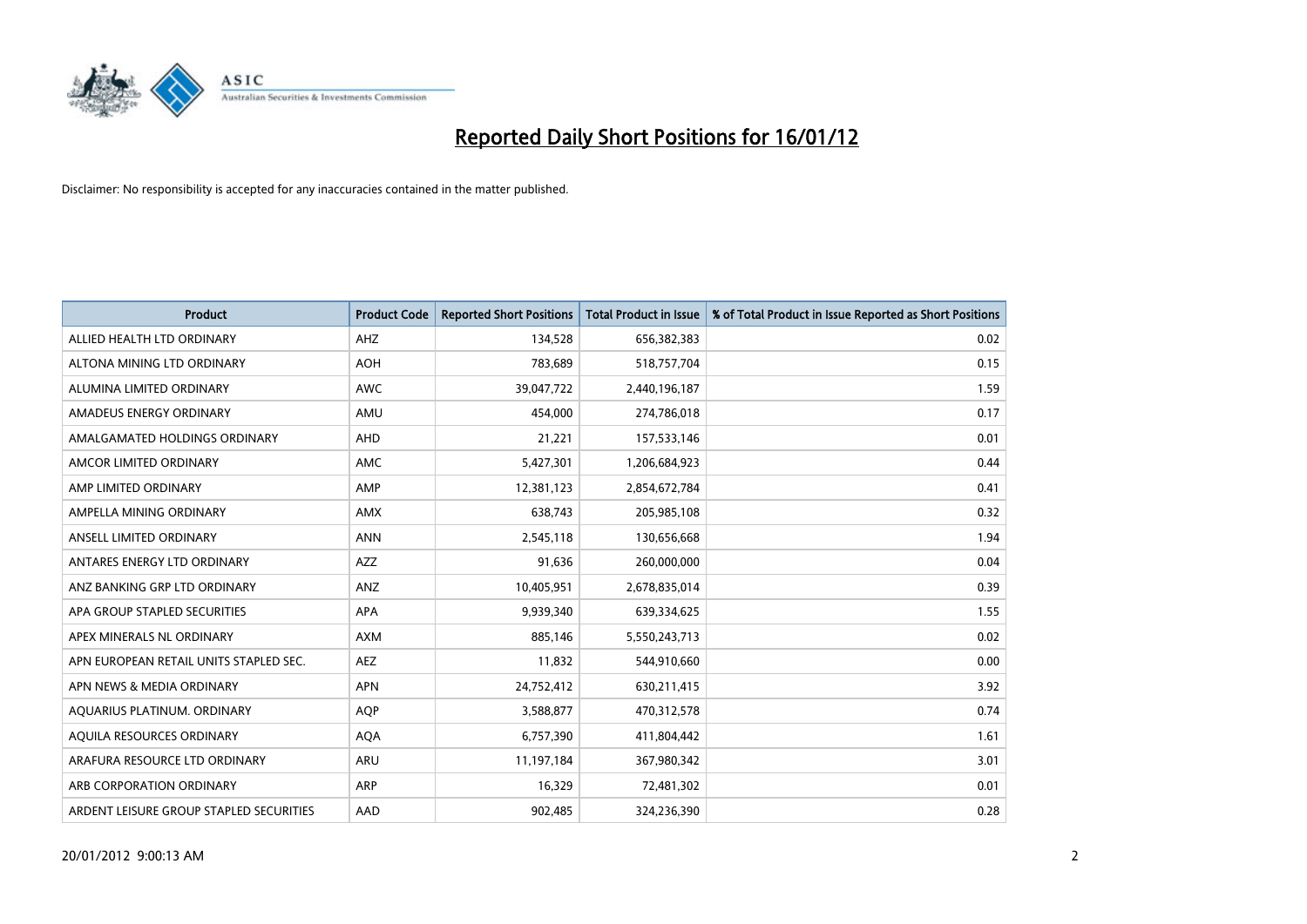# Reported Daily Short Positions for 16/01/12

Disclaimer: No responsibility is accepted for any inaccuracies contained in the matter published.

| Product | Product Code | Reported Short Positions | Total Product in Issue | % of Total Product in Issue Reported as Short Positions |
|---|---|---|---|---|
| ALLIED HEALTH LTD ORDINARY | AHZ | 134,528 | 656,382,383 | 0.02 |
| ALTONA MINING LTD ORDINARY | AOH | 783,689 | 518,757,704 | 0.15 |
| ALUMINA LIMITED ORDINARY | AWC | 39,047,722 | 2,440,196,187 | 1.59 |
| AMADEUS ENERGY ORDINARY | AMU | 454,000 | 274,786,018 | 0.17 |
| AMALGAMATED HOLDINGS ORDINARY | AHD | 21,221 | 157,533,146 | 0.01 |
| AMCOR LIMITED ORDINARY | AMC | 5,427,301 | 1,206,684,923 | 0.44 |
| AMP LIMITED ORDINARY | AMP | 12,381,123 | 2,854,672,784 | 0.41 |
| AMPELLA MINING ORDINARY | AMX | 638,743 | 205,985,108 | 0.32 |
| ANSELL LIMITED ORDINARY | ANN | 2,545,118 | 130,656,668 | 1.94 |
| ANTARES ENERGY LTD ORDINARY | AZZ | 91,636 | 260,000,000 | 0.04 |
| ANZ BANKING GRP LTD ORDINARY | ANZ | 10,405,951 | 2,678,835,014 | 0.39 |
| APA GROUP STAPLED SECURITIES | APA | 9,939,340 | 639,334,625 | 1.55 |
| APEX MINERALS NL ORDINARY | AXM | 885,146 | 5,550,243,713 | 0.02 |
| APN EUROPEAN RETAIL UNITS STAPLED SEC. | AEZ | 11,832 | 544,910,660 | 0.00 |
| APN NEWS & MEDIA ORDINARY | APN | 24,752,412 | 630,211,415 | 3.92 |
| AQUARIUS PLATINUM. ORDINARY | AQP | 3,588,877 | 470,312,578 | 0.74 |
| AQUILA RESOURCES ORDINARY | AQA | 6,757,390 | 411,804,442 | 1.61 |
| ARAFURA RESOURCE LTD ORDINARY | ARU | 11,197,184 | 367,980,342 | 3.01 |
| ARB CORPORATION ORDINARY | ARP | 16,329 | 72,481,302 | 0.01 |
| ARDENT LEISURE GROUP STAPLED SECURITIES | AAD | 902,485 | 324,236,390 | 0.28 |

20/01/2012 9:00:13 AM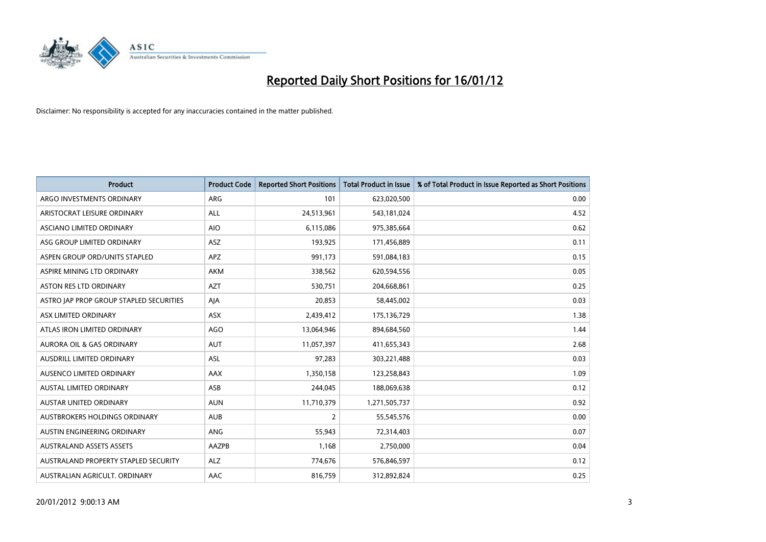# Reported Daily Short Positions for 16/01/12

Disclaimer: No responsibility is accepted for any inaccuracies contained in the matter published.

| Product | Product Code | Reported Short Positions | Total Product in Issue | % of Total Product in Issue Reported as Short Positions |
|---|---|---|---|---|
| ARGO INVESTMENTS ORDINARY | ARG | 101 | 623,020,500 | 0.00 |
| ARISTOCRAT LEISURE ORDINARY | ALL | 24,513,961 | 543,181,024 | 4.52 |
| ASCIANO LIMITED ORDINARY | AIO | 6,115,086 | 975,385,664 | 0.62 |
| ASG GROUP LIMITED ORDINARY | ASZ | 193,925 | 171,456,889 | 0.11 |
| ASPEN GROUP ORD/UNITS STAPLED | APZ | 991,173 | 591,084,183 | 0.15 |
| ASPIRE MINING LTD ORDINARY | AKM | 338,562 | 620,594,556 | 0.05 |
| ASTON RES LTD ORDINARY | AZT | 530,751 | 204,668,861 | 0.25 |
| ASTRO JAP PROP GROUP STAPLED SECURITIES | AJA | 20,853 | 58,445,002 | 0.03 |
| ASX LIMITED ORDINARY | ASX | 2,439,412 | 175,136,729 | 1.38 |
| ATLAS IRON LIMITED ORDINARY | AGO | 13,064,946 | 894,684,560 | 1.44 |
| AURORA OIL & GAS ORDINARY | AUT | 11,057,397 | 411,655,343 | 2.68 |
| AUSDRILL LIMITED ORDINARY | ASL | 97,283 | 303,221,488 | 0.03 |
| AUSENCO LIMITED ORDINARY | AAX | 1,350,158 | 123,258,843 | 1.09 |
| AUSTAL LIMITED ORDINARY | ASB | 244,045 | 188,069,638 | 0.12 |
| AUSTAR UNITED ORDINARY | AUN | 11,710,379 | 1,271,505,737 | 0.92 |
| AUSTBROKERS HOLDINGS ORDINARY | AUB | 2 | 55,545,576 | 0.00 |
| AUSTIN ENGINEERING ORDINARY | ANG | 55,943 | 72,314,403 | 0.07 |
| AUSTRALAND ASSETS ASSETS | AAZPB | 1,168 | 2,750,000 | 0.04 |
| AUSTRALAND PROPERTY STAPLED SECURITY | ALZ | 774,676 | 576,846,597 | 0.12 |
| AUSTRALIAN AGRICULT. ORDINARY | AAC | 816,759 | 312,892,824 | 0.25 |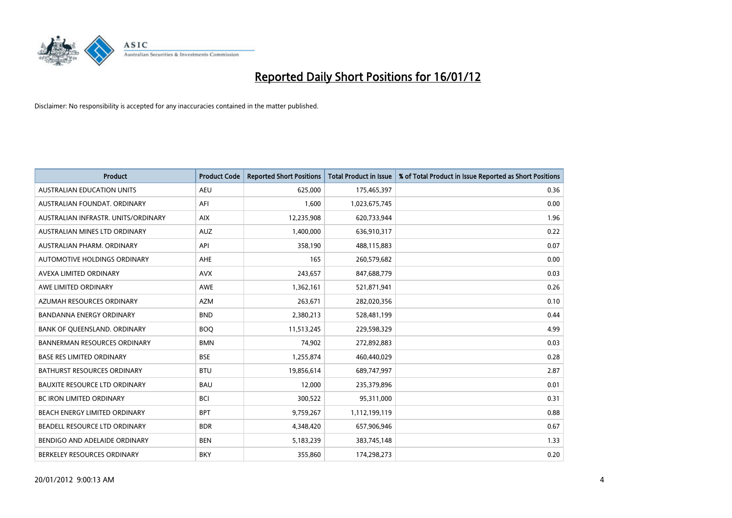# Reported Daily Short Positions for 16/01/12

Disclaimer: No responsibility is accepted for any inaccuracies contained in the matter published.

| Product | Product Code | Reported Short Positions | Total Product in Issue | % of Total Product in Issue Reported as Short Positions |
|---|---|---|---|---|
| AUSTRALIAN EDUCATION UNITS | AEU | 625,000 | 175,465,397 | 0.36 |
| AUSTRALIAN FOUNDAT. ORDINARY | AFI | 1,600 | 1,023,675,745 | 0.00 |
| AUSTRALIAN INFRASTR. UNITS/ORDINARY | AIX | 12,235,908 | 620,733,944 | 1.96 |
| AUSTRALIAN MINES LTD ORDINARY | AUZ | 1,400,000 | 636,910,317 | 0.22 |
| AUSTRALIAN PHARM. ORDINARY | API | 358,190 | 488,115,883 | 0.07 |
| AUTOMOTIVE HOLDINGS ORDINARY | AHE | 165 | 260,579,682 | 0.00 |
| AVEXA LIMITED ORDINARY | AVX | 243,657 | 847,688,779 | 0.03 |
| AWE LIMITED ORDINARY | AWE | 1,362,161 | 521,871,941 | 0.26 |
| AZUMAH RESOURCES ORDINARY | AZM | 263,671 | 282,020,356 | 0.10 |
| BANDANNA ENERGY ORDINARY | BND | 2,380,213 | 528,481,199 | 0.44 |
| BANK OF QUEENSLAND. ORDINARY | BOQ | 11,513,245 | 229,598,329 | 4.99 |
| BANNERMAN RESOURCES ORDINARY | BMN | 74,902 | 272,892,883 | 0.03 |
| BASE RES LIMITED ORDINARY | BSE | 1,255,874 | 460,440,029 | 0.28 |
| BATHURST RESOURCES ORDINARY | BTU | 19,856,614 | 689,747,997 | 2.87 |
| BAUXITE RESOURCE LTD ORDINARY | BAU | 12,000 | 235,379,896 | 0.01 |
| BC IRON LIMITED ORDINARY | BCI | 300,522 | 95,311,000 | 0.31 |
| BEACH ENERGY LIMITED ORDINARY | BPT | 9,759,267 | 1,112,199,119 | 0.88 |
| BEADELL RESOURCE LTD ORDINARY | BDR | 4,348,420 | 657,906,946 | 0.67 |
| BENDIGO AND ADELAIDE ORDINARY | BEN | 5,183,239 | 383,745,148 | 1.33 |
| BERKELEY RESOURCES ORDINARY | BKY | 355,860 | 174,298,273 | 0.20 |

20/01/2012 9:00:13 AM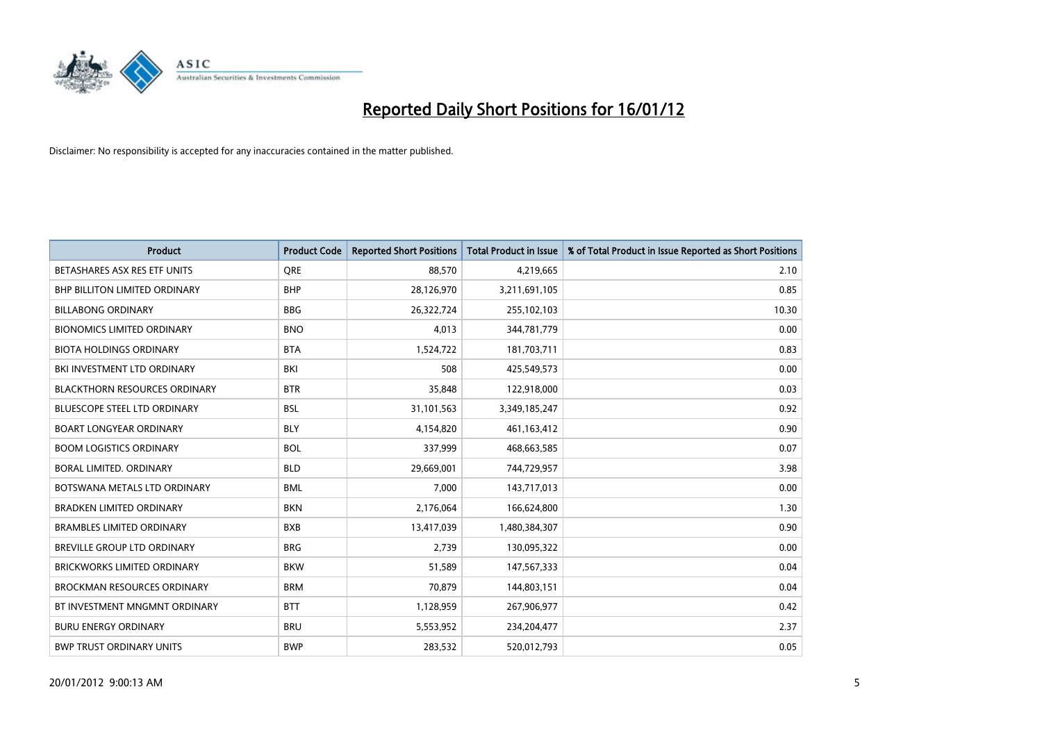# Reported Daily Short Positions for 16/01/12

Disclaimer: No responsibility is accepted for any inaccuracies contained in the matter published.

| Product | Product Code | Reported Short Positions | Total Product in Issue | % of Total Product in Issue Reported as Short Positions |
|---|---|---|---|---|
| BETASHARES ASX RES ETF UNITS | QRE | 88,570 | 4,219,665 | 2.10 |
| BHP BILLITON LIMITED ORDINARY | BHP | 28,126,970 | 3,211,691,105 | 0.85 |
| BILLABONG ORDINARY | BBG | 26,322,724 | 255,102,103 | 10.30 |
| BIONOMICS LIMITED ORDINARY | BNO | 4,013 | 344,781,779 | 0.00 |
| BIOTA HOLDINGS ORDINARY | BTA | 1,524,722 | 181,703,711 | 0.83 |
| BKI INVESTMENT LTD ORDINARY | BKI | 508 | 425,549,573 | 0.00 |
| BLACKTHORN RESOURCES ORDINARY | BTR | 35,848 | 122,918,000 | 0.03 |
| BLUESCOPE STEEL LTD ORDINARY | BSL | 31,101,563 | 3,349,185,247 | 0.92 |
| BOART LONGYEAR ORDINARY | BLY | 4,154,820 | 461,163,412 | 0.90 |
| BOOM LOGISTICS ORDINARY | BOL | 337,999 | 468,663,585 | 0.07 |
| BORAL LIMITED. ORDINARY | BLD | 29,669,001 | 744,729,957 | 3.98 |
| BOTSWANA METALS LTD ORDINARY | BML | 7,000 | 143,717,013 | 0.00 |
| BRADKEN LIMITED ORDINARY | BKN | 2,176,064 | 166,624,800 | 1.30 |
| BRAMBLES LIMITED ORDINARY | BXB | 13,417,039 | 1,480,384,307 | 0.90 |
| BREVILLE GROUP LTD ORDINARY | BRG | 2,739 | 130,095,322 | 0.00 |
| BRICKWORKS LIMITED ORDINARY | BKW | 51,589 | 147,567,333 | 0.04 |
| BROCKMAN RESOURCES ORDINARY | BRM | 70,879 | 144,803,151 | 0.04 |
| BT INVESTMENT MNGMNT ORDINARY | BTT | 1,128,959 | 267,906,977 | 0.42 |
| BURU ENERGY ORDINARY | BRU | 5,553,952 | 234,204,477 | 2.37 |
| BWP TRUST ORDINARY UNITS | BWP | 283,532 | 520,012,793 | 0.05 |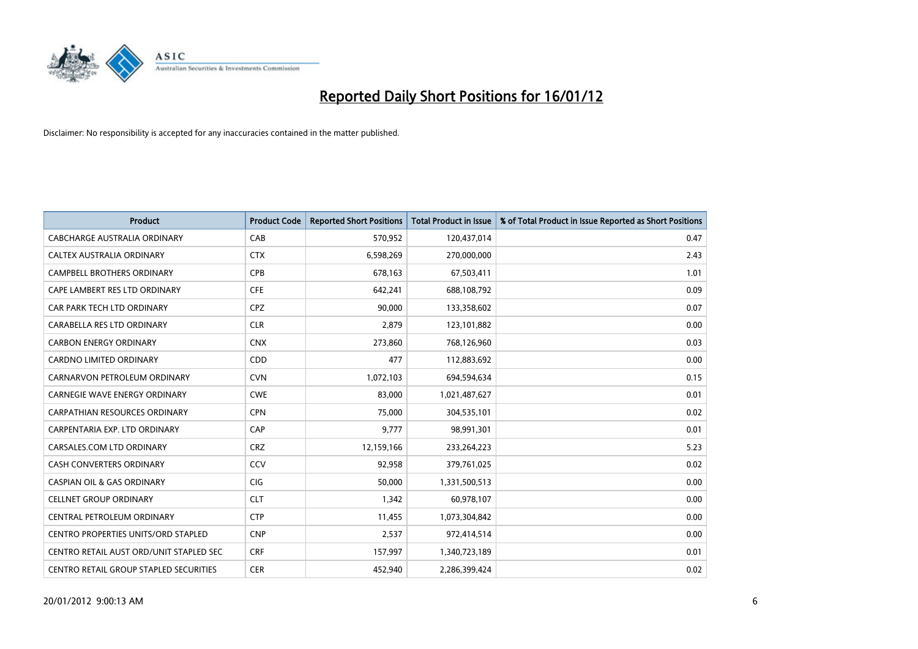# Reported Daily Short Positions for 16/01/12

Disclaimer: No responsibility is accepted for any inaccuracies contained in the matter published.

| Product | Product Code | Reported Short Positions | Total Product in Issue | % of Total Product in Issue Reported as Short Positions |
|---|---|---|---|---|
| CABCHARGE AUSTRALIA ORDINARY | CAB | 570,952 | 120,437,014 | 0.47 |
| CALTEX AUSTRALIA ORDINARY | CTX | 6,598,269 | 270,000,000 | 2.43 |
| CAMPBELL BROTHERS ORDINARY | CPB | 678,163 | 67,503,411 | 1.01 |
| CAPE LAMBERT RES LTD ORDINARY | CFE | 642,241 | 688,108,792 | 0.09 |
| CAR PARK TECH LTD ORDINARY | CPZ | 90,000 | 133,358,602 | 0.07 |
| CARABELLA RES LTD ORDINARY | CLR | 2,879 | 123,101,882 | 0.00 |
| CARBON ENERGY ORDINARY | CNX | 273,860 | 768,126,960 | 0.03 |
| CARDNO LIMITED ORDINARY | CDD | 477 | 112,883,692 | 0.00 |
| CARNARVON PETROLEUM ORDINARY | CVN | 1,072,103 | 694,594,634 | 0.15 |
| CARNEGIE WAVE ENERGY ORDINARY | CWE | 83,000 | 1,021,487,627 | 0.01 |
| CARPATHIAN RESOURCES ORDINARY | CPN | 75,000 | 304,535,101 | 0.02 |
| CARPENTARIA EXP. LTD ORDINARY | CAP | 9,777 | 98,991,301 | 0.01 |
| CARSALES.COM LTD ORDINARY | CRZ | 12,159,166 | 233,264,223 | 5.23 |
| CASH CONVERTERS ORDINARY | CCV | 92,958 | 379,761,025 | 0.02 |
| CASPIAN OIL & GAS ORDINARY | CIG | 50,000 | 1,331,500,513 | 0.00 |
| CELLNET GROUP ORDINARY | CLT | 1,342 | 60,978,107 | 0.00 |
| CENTRAL PETROLEUM ORDINARY | CTP | 11,455 | 1,073,304,842 | 0.00 |
| CENTRO PROPERTIES UNITS/ORD STAPLED | CNP | 2,537 | 972,414,514 | 0.00 |
| CENTRO RETAIL AUST ORD/UNIT STAPLED SEC | CRF | 157,997 | 1,340,723,189 | 0.01 |
| CENTRO RETAIL GROUP STAPLED SECURITIES | CER | 452,940 | 2,286,399,424 | 0.02 |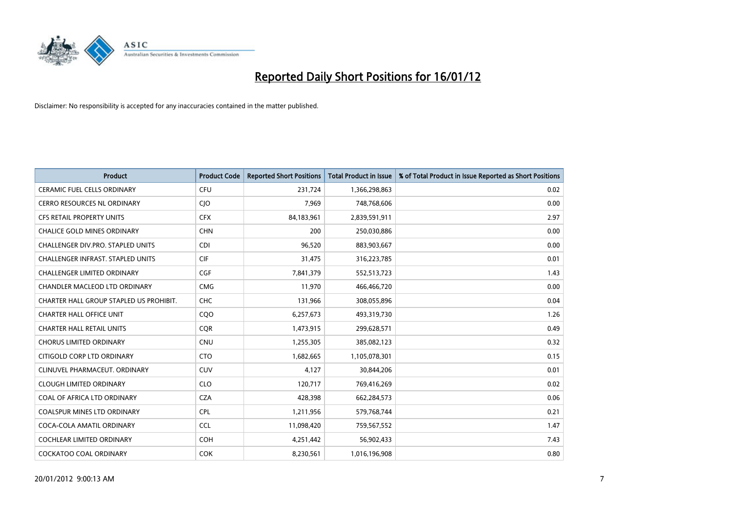# Reported Daily Short Positions for 16/01/12

Disclaimer: No responsibility is accepted for any inaccuracies contained in the matter published.

| Product | Product Code | Reported Short Positions | Total Product in Issue | % of Total Product in Issue Reported as Short Positions |
|---|---|---|---|---|
| CERAMIC FUEL CELLS ORDINARY | CFU | 231,724 | 1,366,298,863 | 0.02 |
| CERRO RESOURCES NL ORDINARY | CJO | 7,969 | 748,768,606 | 0.00 |
| CFS RETAIL PROPERTY UNITS | CFX | 84,183,961 | 2,839,591,911 | 2.97 |
| CHALICE GOLD MINES ORDINARY | CHN | 200 | 250,030,886 | 0.00 |
| CHALLENGER DIV.PRO. STAPLED UNITS | CDI | 96,520 | 883,903,667 | 0.00 |
| CHALLENGER INFRAST. STAPLED UNITS | CIF | 31,475 | 316,223,785 | 0.01 |
| CHALLENGER LIMITED ORDINARY | CGF | 7,841,379 | 552,513,723 | 1.43 |
| CHANDLER MACLEOD LTD ORDINARY | CMG | 11,970 | 466,466,720 | 0.00 |
| CHARTER HALL GROUP STAPLED US PROHIBIT. | CHC | 131,966 | 308,055,896 | 0.04 |
| CHARTER HALL OFFICE UNIT | CQO | 6,257,673 | 493,319,730 | 1.26 |
| CHARTER HALL RETAIL UNITS | CQR | 1,473,915 | 299,628,571 | 0.49 |
| CHORUS LIMITED ORDINARY | CNU | 1,255,305 | 385,082,123 | 0.32 |
| CITIGOLD CORP LTD ORDINARY | CTO | 1,682,665 | 1,105,078,301 | 0.15 |
| CLINUVEL PHARMACEUT. ORDINARY | CUV | 4,127 | 30,844,206 | 0.01 |
| CLOUGH LIMITED ORDINARY | CLO | 120,717 | 769,416,269 | 0.02 |
| COAL OF AFRICA LTD ORDINARY | CZA | 428,398 | 662,284,573 | 0.06 |
| COALSPUR MINES LTD ORDINARY | CPL | 1,211,956 | 579,768,744 | 0.21 |
| COCA-COLA AMATIL ORDINARY | CCL | 11,098,420 | 759,567,552 | 1.47 |
| COCHLEAR LIMITED ORDINARY | COH | 4,251,442 | 56,902,433 | 7.43 |
| COCKATOO COAL ORDINARY | COK | 8,230,561 | 1,016,196,908 | 0.80 |

20/01/2012 9:00:13 AM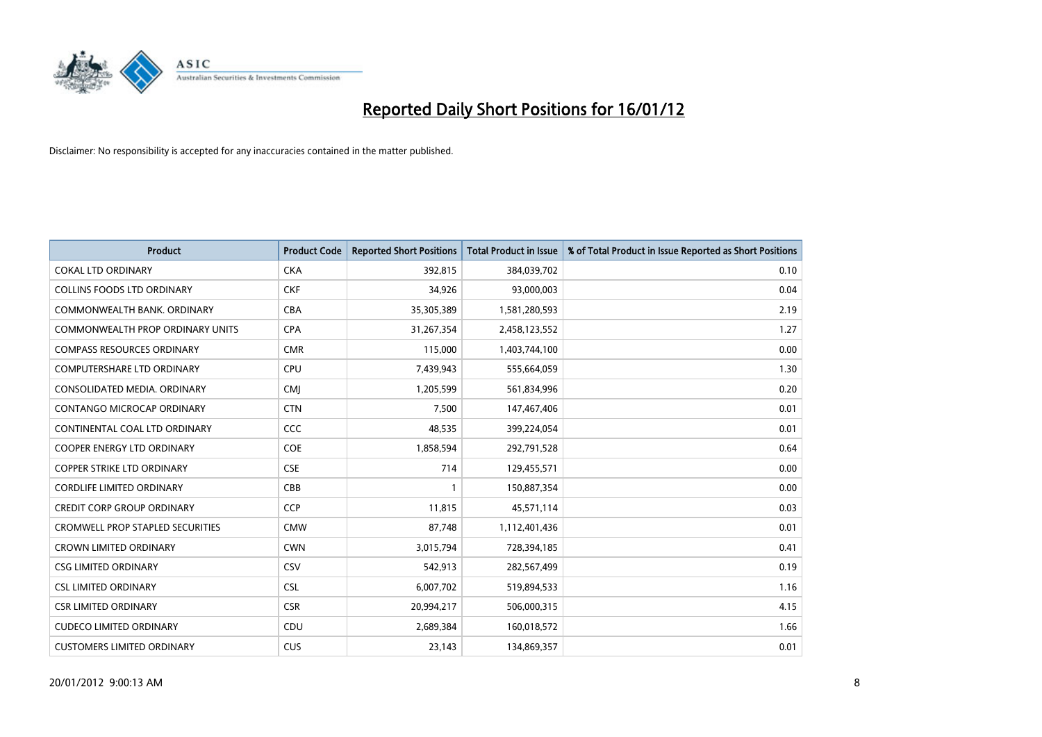# Reported Daily Short Positions for 16/01/12

Disclaimer: No responsibility is accepted for any inaccuracies contained in the matter published.

| Product | Product Code | Reported Short Positions | Total Product in Issue | % of Total Product in Issue Reported as Short Positions |
|---|---|---|---|---|
| COKAL LTD ORDINARY | CKA | 392,815 | 384,039,702 | 0.10 |
| COLLINS FOODS LTD ORDINARY | CKF | 34,926 | 93,000,003 | 0.04 |
| COMMONWEALTH BANK. ORDINARY | CBA | 35,305,389 | 1,581,280,593 | 2.19 |
| COMMONWEALTH PROP ORDINARY UNITS | CPA | 31,267,354 | 2,458,123,552 | 1.27 |
| COMPASS RESOURCES ORDINARY | CMR | 115,000 | 1,403,744,100 | 0.00 |
| COMPUTERSHARE LTD ORDINARY | CPU | 7,439,943 | 555,664,059 | 1.30 |
| CONSOLIDATED MEDIA. ORDINARY | CMJ | 1,205,599 | 561,834,996 | 0.20 |
| CONTANGO MICROCAP ORDINARY | CTN | 7,500 | 147,467,406 | 0.01 |
| CONTINENTAL COAL LTD ORDINARY | CCC | 48,535 | 399,224,054 | 0.01 |
| COOPER ENERGY LTD ORDINARY | COE | 1,858,594 | 292,791,528 | 0.64 |
| COPPER STRIKE LTD ORDINARY | CSE | 714 | 129,455,571 | 0.00 |
| CORDLIFE LIMITED ORDINARY | CBB | 1 | 150,887,354 | 0.00 |
| CREDIT CORP GROUP ORDINARY | CCP | 11,815 | 45,571,114 | 0.03 |
| CROMWELL PROP STAPLED SECURITIES | CMW | 87,748 | 1,112,401,436 | 0.01 |
| CROWN LIMITED ORDINARY | CWN | 3,015,794 | 728,394,185 | 0.41 |
| CSG LIMITED ORDINARY | CSV | 542,913 | 282,567,499 | 0.19 |
| CSL LIMITED ORDINARY | CSL | 6,007,702 | 519,894,533 | 1.16 |
| CSR LIMITED ORDINARY | CSR | 20,994,217 | 506,000,315 | 4.15 |
| CUDECO LIMITED ORDINARY | CDU | 2,689,384 | 160,018,572 | 1.66 |
| CUSTOMERS LIMITED ORDINARY | CUS | 23,143 | 134,869,357 | 0.01 |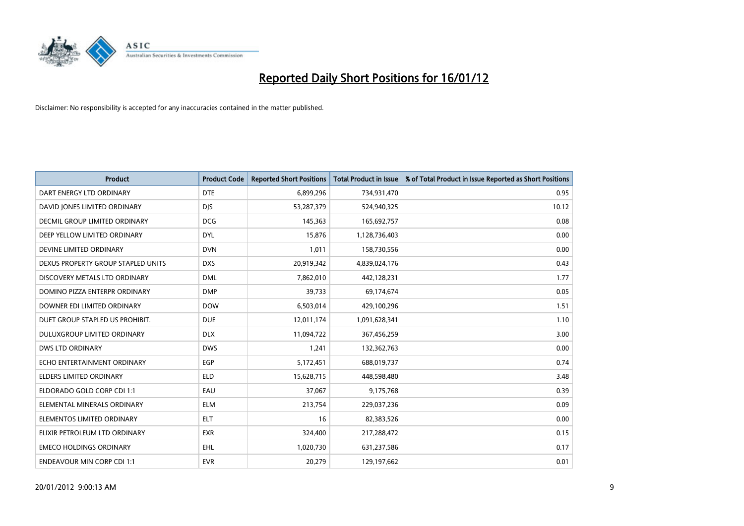# Reported Daily Short Positions for 16/01/12

Disclaimer: No responsibility is accepted for any inaccuracies contained in the matter published.

| Product | Product Code | Reported Short Positions | Total Product in Issue | % of Total Product in Issue Reported as Short Positions |
|---|---|---|---|---|
| DART ENERGY LTD ORDINARY | DTE | 6,899,296 | 734,931,470 | 0.95 |
| DAVID JONES LIMITED ORDINARY | DJS | 53,287,379 | 524,940,325 | 10.12 |
| DECMIL GROUP LIMITED ORDINARY | DCG | 145,363 | 165,692,757 | 0.08 |
| DEEP YELLOW LIMITED ORDINARY | DYL | 15,876 | 1,128,736,403 | 0.00 |
| DEVINE LIMITED ORDINARY | DVN | 1,011 | 158,730,556 | 0.00 |
| DEXUS PROPERTY GROUP STAPLED UNITS | DXS | 20,919,342 | 4,839,024,176 | 0.43 |
| DISCOVERY METALS LTD ORDINARY | DML | 7,862,010 | 442,128,231 | 1.77 |
| DOMINO PIZZA ENTERPR ORDINARY | DMP | 39,733 | 69,174,674 | 0.05 |
| DOWNER EDI LIMITED ORDINARY | DOW | 6,503,014 | 429,100,296 | 1.51 |
| DUET GROUP STAPLED US PROHIBIT. | DUE | 12,011,174 | 1,091,628,341 | 1.10 |
| DULUXGROUP LIMITED ORDINARY | DLX | 11,094,722 | 367,456,259 | 3.00 |
| DWS LTD ORDINARY | DWS | 1,241 | 132,362,763 | 0.00 |
| ECHO ENTERTAINMENT ORDINARY | EGP | 5,172,451 | 688,019,737 | 0.74 |
| ELDERS LIMITED ORDINARY | ELD | 15,628,715 | 448,598,480 | 3.48 |
| ELDORADO GOLD CORP CDI 1:1 | EAU | 37,067 | 9,175,768 | 0.39 |
| ELEMENTAL MINERALS ORDINARY | ELM | 213,754 | 229,037,236 | 0.09 |
| ELEMENTOS LIMITED ORDINARY | ELT | 16 | 82,383,526 | 0.00 |
| ELIXIR PETROLEUM LTD ORDINARY | EXR | 324,400 | 217,288,472 | 0.15 |
| EMECO HOLDINGS ORDINARY | EHL | 1,020,730 | 631,237,586 | 0.17 |
| ENDEAVOUR MIN CORP CDI 1:1 | EVR | 20,279 | 129,197,662 | 0.01 |

20/01/2012 9:00:13 AM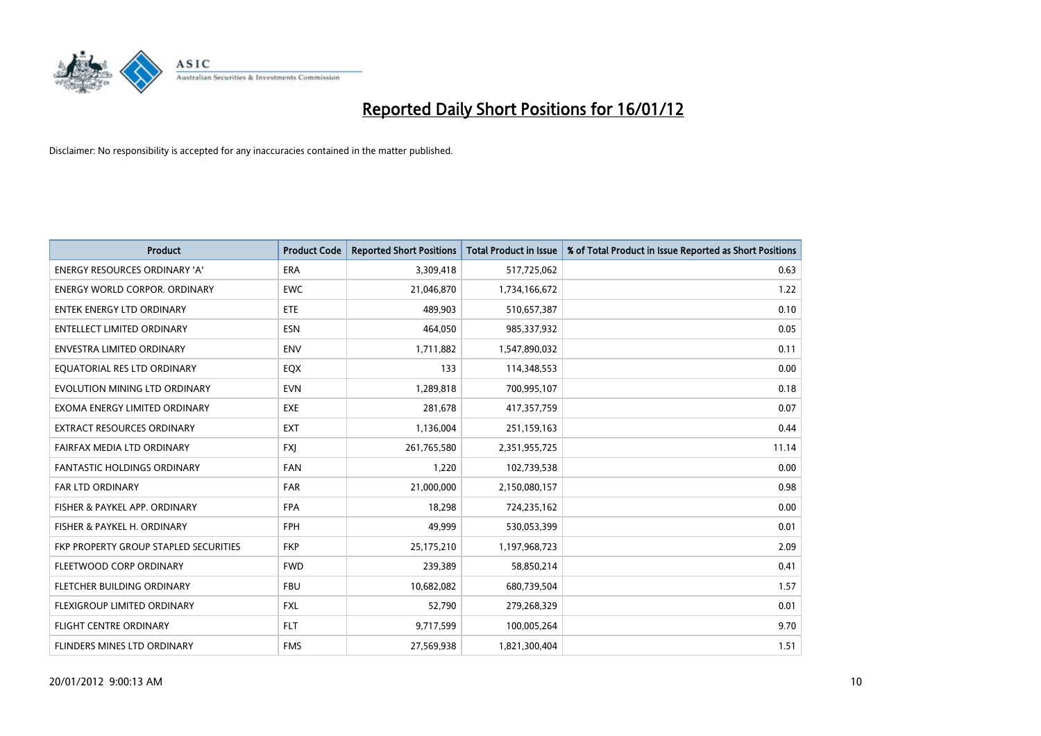# Reported Daily Short Positions for 16/01/12

Disclaimer: No responsibility is accepted for any inaccuracies contained in the matter published.

| Product | Product Code | Reported Short Positions | Total Product in Issue | % of Total Product in Issue Reported as Short Positions |
|---|---|---|---|---|
| ENERGY RESOURCES ORDINARY 'A' | ERA | 3,309,418 | 517,725,062 | 0.63 |
| ENERGY WORLD CORPOR. ORDINARY | EWC | 21,046,870 | 1,734,166,672 | 1.22 |
| ENTEK ENERGY LTD ORDINARY | ETE | 489,903 | 510,657,387 | 0.10 |
| ENTELLECT LIMITED ORDINARY | ESN | 464,050 | 985,337,932 | 0.05 |
| ENVESTRA LIMITED ORDINARY | ENV | 1,711,882 | 1,547,890,032 | 0.11 |
| EQUATORIAL RES LTD ORDINARY | EQX | 133 | 114,348,553 | 0.00 |
| EVOLUTION MINING LTD ORDINARY | EVN | 1,289,818 | 700,995,107 | 0.18 |
| EXOMA ENERGY LIMITED ORDINARY | EXE | 281,678 | 417,357,759 | 0.07 |
| EXTRACT RESOURCES ORDINARY | EXT | 1,136,004 | 251,159,163 | 0.44 |
| FAIRFAX MEDIA LTD ORDINARY | FXJ | 261,765,580 | 2,351,955,725 | 11.14 |
| FANTASTIC HOLDINGS ORDINARY | FAN | 1,220 | 102,739,538 | 0.00 |
| FAR LTD ORDINARY | FAR | 21,000,000 | 2,150,080,157 | 0.98 |
| FISHER & PAYKEL APP. ORDINARY | FPA | 18,298 | 724,235,162 | 0.00 |
| FISHER & PAYKEL H. ORDINARY | FPH | 49,999 | 530,053,399 | 0.01 |
| FKP PROPERTY GROUP STAPLED SECURITIES | FKP | 25,175,210 | 1,197,968,723 | 2.09 |
| FLEETWOOD CORP ORDINARY | FWD | 239,389 | 58,850,214 | 0.41 |
| FLETCHER BUILDING ORDINARY | FBU | 10,682,082 | 680,739,504 | 1.57 |
| FLEXIGROUP LIMITED ORDINARY | FXL | 52,790 | 279,268,329 | 0.01 |
| FLIGHT CENTRE ORDINARY | FLT | 9,717,599 | 100,005,264 | 9.70 |
| FLINDERS MINES LTD ORDINARY | FMS | 27,569,938 | 1,821,300,404 | 1.51 |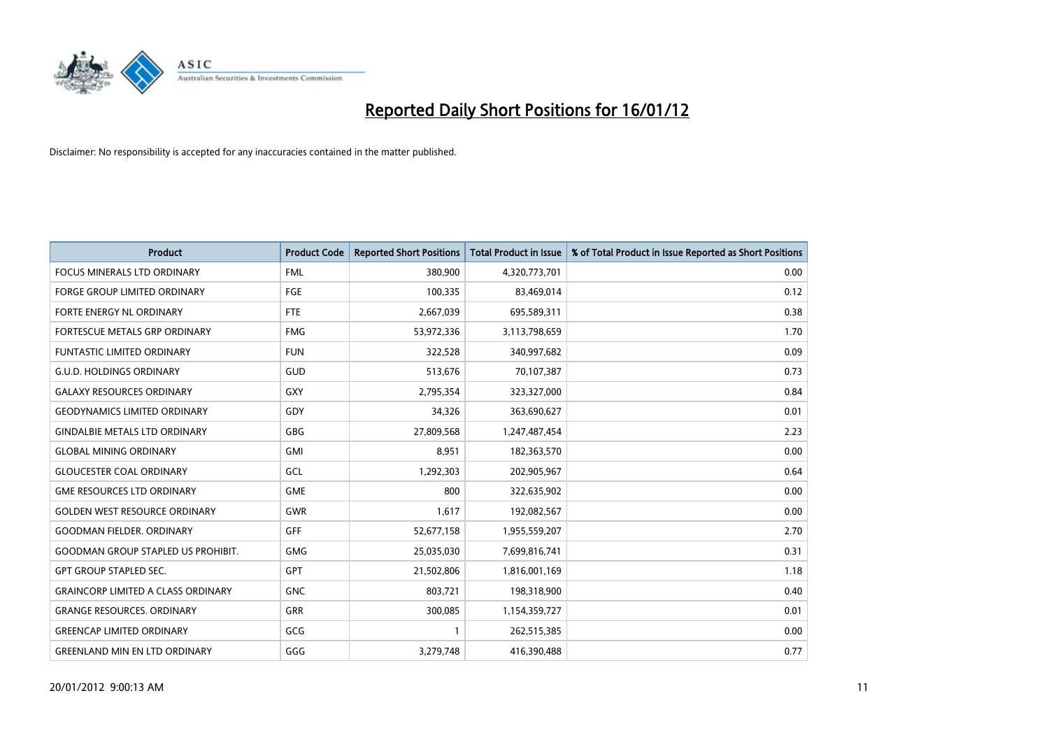# Reported Daily Short Positions for 16/01/12

Disclaimer: No responsibility is accepted for any inaccuracies contained in the matter published.

| Product | Product Code | Reported Short Positions | Total Product in Issue | % of Total Product in Issue Reported as Short Positions |
|---|---|---|---|---|
| FOCUS MINERALS LTD ORDINARY | FML | 380,900 | 4,320,773,701 | 0.00 |
| FORGE GROUP LIMITED ORDINARY | FGE | 100,335 | 83,469,014 | 0.12 |
| FORTE ENERGY NL ORDINARY | FTE | 2,667,039 | 695,589,311 | 0.38 |
| FORTESCUE METALS GRP ORDINARY | FMG | 53,972,336 | 3,113,798,659 | 1.70 |
| FUNTASTIC LIMITED ORDINARY | FUN | 322,528 | 340,997,682 | 0.09 |
| G.U.D. HOLDINGS ORDINARY | GUD | 513,676 | 70,107,387 | 0.73 |
| GALAXY RESOURCES ORDINARY | GXY | 2,795,354 | 323,327,000 | 0.84 |
| GEODYNAMICS LIMITED ORDINARY | GDY | 34,326 | 363,690,627 | 0.01 |
| GINDALBIE METALS LTD ORDINARY | GBG | 27,809,568 | 1,247,487,454 | 2.23 |
| GLOBAL MINING ORDINARY | GMI | 8,951 | 182,363,570 | 0.00 |
| GLOUCESTER COAL ORDINARY | GCL | 1,292,303 | 202,905,967 | 0.64 |
| GME RESOURCES LTD ORDINARY | GME | 800 | 322,635,902 | 0.00 |
| GOLDEN WEST RESOURCE ORDINARY | GWR | 1,617 | 192,082,567 | 0.00 |
| GOODMAN FIELDER. ORDINARY | GFF | 52,677,158 | 1,955,559,207 | 2.70 |
| GOODMAN GROUP STAPLED US PROHIBIT. | GMG | 25,035,030 | 7,699,816,741 | 0.31 |
| GPT GROUP STAPLED SEC. | GPT | 21,502,806 | 1,816,001,169 | 1.18 |
| GRAINCORP LIMITED A CLASS ORDINARY | GNC | 803,721 | 198,318,900 | 0.40 |
| GRANGE RESOURCES. ORDINARY | GRR | 300,085 | 1,154,359,727 | 0.01 |
| GREENCAP LIMITED ORDINARY | GCG | 1 | 262,515,385 | 0.00 |
| GREENLAND MIN EN LTD ORDINARY | GGG | 3,279,748 | 416,390,488 | 0.77 |

20/01/2012 9:00:13 AM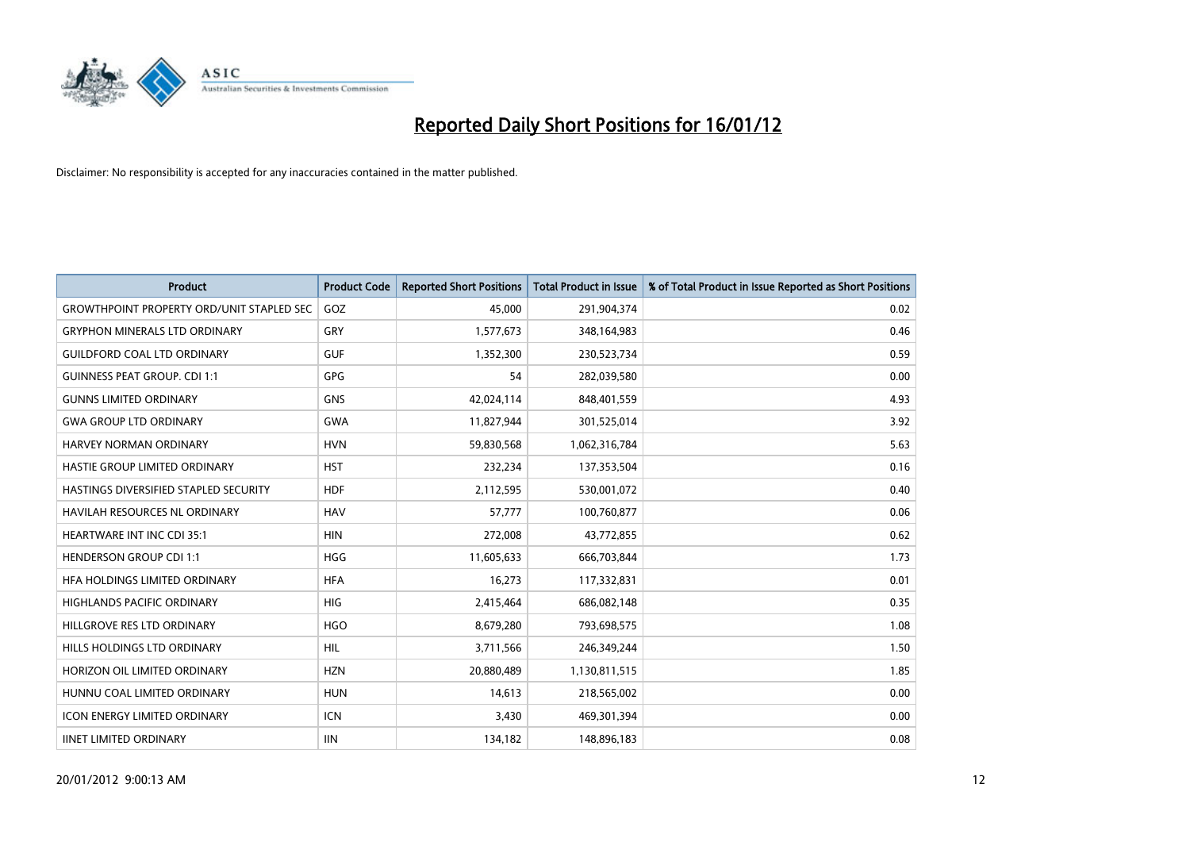# Reported Daily Short Positions for 16/01/12

Disclaimer: No responsibility is accepted for any inaccuracies contained in the matter published.

| Product | Product Code | Reported Short Positions | Total Product in Issue | % of Total Product in Issue Reported as Short Positions |
|---|---|---|---|---|
| GROWTHPOINT PROPERTY ORD/UNIT STAPLED SEC | GOZ | 45,000 | 291,904,374 | 0.02 |
| GRYPHON MINERALS LTD ORDINARY | GRY | 1,577,673 | 348,164,983 | 0.46 |
| GUILDFORD COAL LTD ORDINARY | GUF | 1,352,300 | 230,523,734 | 0.59 |
| GUINNESS PEAT GROUP. CDI 1:1 | GPG | 54 | 282,039,580 | 0.00 |
| GUNNS LIMITED ORDINARY | GNS | 42,024,114 | 848,401,559 | 4.93 |
| GWA GROUP LTD ORDINARY | GWA | 11,827,944 | 301,525,014 | 3.92 |
| HARVEY NORMAN ORDINARY | HVN | 59,830,568 | 1,062,316,784 | 5.63 |
| HASTIE GROUP LIMITED ORDINARY | HST | 232,234 | 137,353,504 | 0.16 |
| HASTINGS DIVERSIFIED STAPLED SECURITY | HDF | 2,112,595 | 530,001,072 | 0.40 |
| HAVILAH RESOURCES NL ORDINARY | HAV | 57,777 | 100,760,877 | 0.06 |
| HEARTWARE INT INC CDI 35:1 | HIN | 272,008 | 43,772,855 | 0.62 |
| HENDERSON GROUP CDI 1:1 | HGG | 11,605,633 | 666,703,844 | 1.73 |
| HFA HOLDINGS LIMITED ORDINARY | HFA | 16,273 | 117,332,831 | 0.01 |
| HIGHLANDS PACIFIC ORDINARY | HIG | 2,415,464 | 686,082,148 | 0.35 |
| HILLGROVE RES LTD ORDINARY | HGO | 8,679,280 | 793,698,575 | 1.08 |
| HILLS HOLDINGS LTD ORDINARY | HIL | 3,711,566 | 246,349,244 | 1.50 |
| HORIZON OIL LIMITED ORDINARY | HZN | 20,880,489 | 1,130,811,515 | 1.85 |
| HUNNU COAL LIMITED ORDINARY | HUN | 14,613 | 218,565,002 | 0.00 |
| ICON ENERGY LIMITED ORDINARY | ICN | 3,430 | 469,301,394 | 0.00 |
| IINET LIMITED ORDINARY | IIN | 134,182 | 148,896,183 | 0.08 |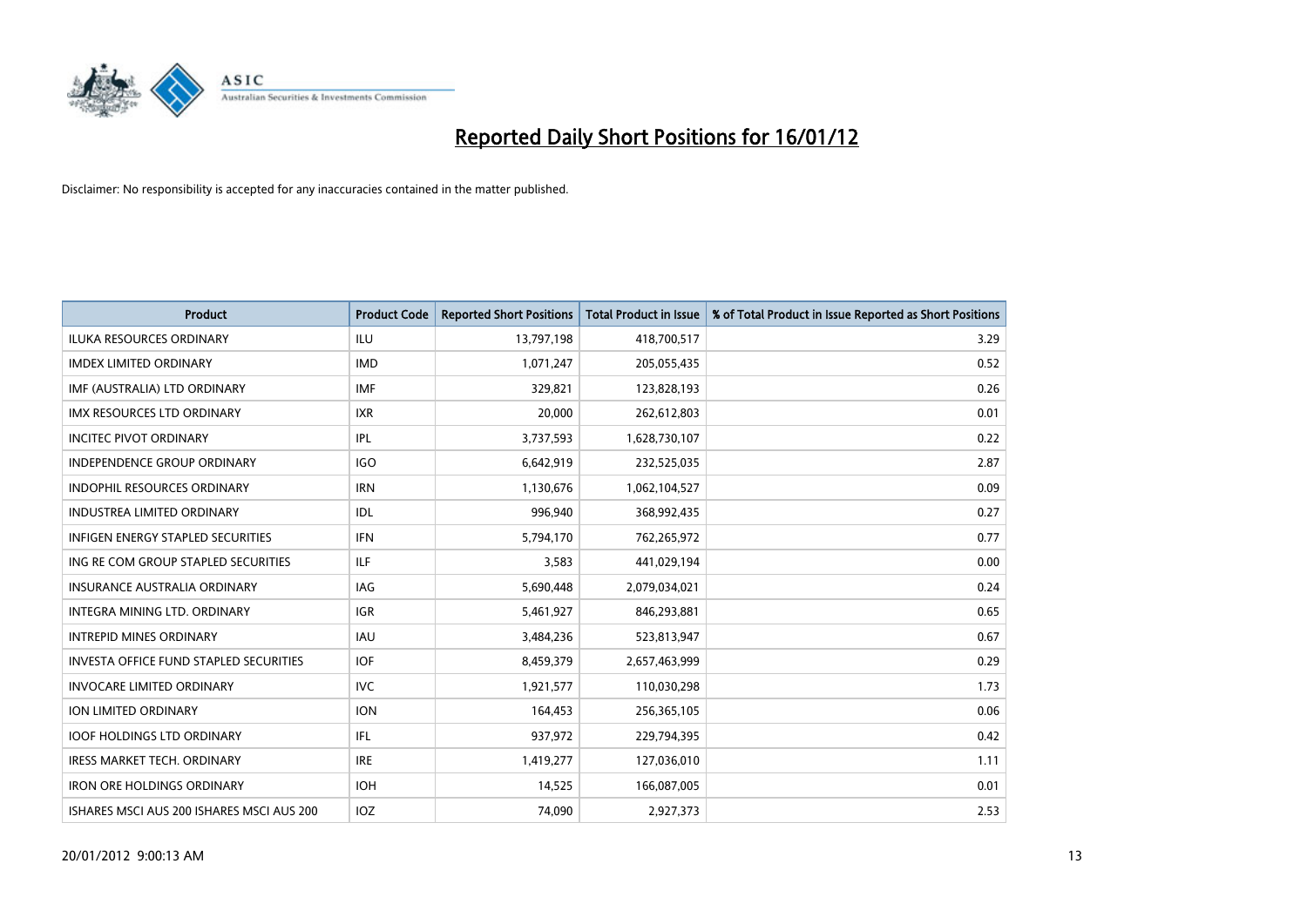# Reported Daily Short Positions for 16/01/12

Disclaimer: No responsibility is accepted for any inaccuracies contained in the matter published.

| Product | Product Code | Reported Short Positions | Total Product in Issue | % of Total Product in Issue Reported as Short Positions |
|---|---|---|---|---|
| ILUKA RESOURCES ORDINARY | ILU | 13,797,198 | 418,700,517 | 3.29 |
| IMDEX LIMITED ORDINARY | IMD | 1,071,247 | 205,055,435 | 0.52 |
| IMF (AUSTRALIA) LTD ORDINARY | IMF | 329,821 | 123,828,193 | 0.26 |
| IMX RESOURCES LTD ORDINARY | IXR | 20,000 | 262,612,803 | 0.01 |
| INCITEC PIVOT ORDINARY | IPL | 3,737,593 | 1,628,730,107 | 0.22 |
| INDEPENDENCE GROUP ORDINARY | IGO | 6,642,919 | 232,525,035 | 2.87 |
| INDOPHIL RESOURCES ORDINARY | IRN | 1,130,676 | 1,062,104,527 | 0.09 |
| INDUSTREA LIMITED ORDINARY | IDL | 996,940 | 368,992,435 | 0.27 |
| INFIGEN ENERGY STAPLED SECURITIES | IFN | 5,794,170 | 762,265,972 | 0.77 |
| ING RE COM GROUP STAPLED SECURITIES | ILF | 3,583 | 441,029,194 | 0.00 |
| INSURANCE AUSTRALIA ORDINARY | IAG | 5,690,448 | 2,079,034,021 | 0.24 |
| INTEGRA MINING LTD. ORDINARY | IGR | 5,461,927 | 846,293,881 | 0.65 |
| INTREPID MINES ORDINARY | IAU | 3,484,236 | 523,813,947 | 0.67 |
| INVESTA OFFICE FUND STAPLED SECURITIES | IOF | 8,459,379 | 2,657,463,999 | 0.29 |
| INVOCARE LIMITED ORDINARY | IVC | 1,921,577 | 110,030,298 | 1.73 |
| ION LIMITED ORDINARY | ION | 164,453 | 256,365,105 | 0.06 |
| IOOF HOLDINGS LTD ORDINARY | IFL | 937,972 | 229,794,395 | 0.42 |
| IRESS MARKET TECH. ORDINARY | IRE | 1,419,277 | 127,036,010 | 1.11 |
| IRON ORE HOLDINGS ORDINARY | IOH | 14,525 | 166,087,005 | 0.01 |
| ISHARES MSCI AUS 200 ISHARES MSCI AUS 200 | IOZ | 74,090 | 2,927,373 | 2.53 |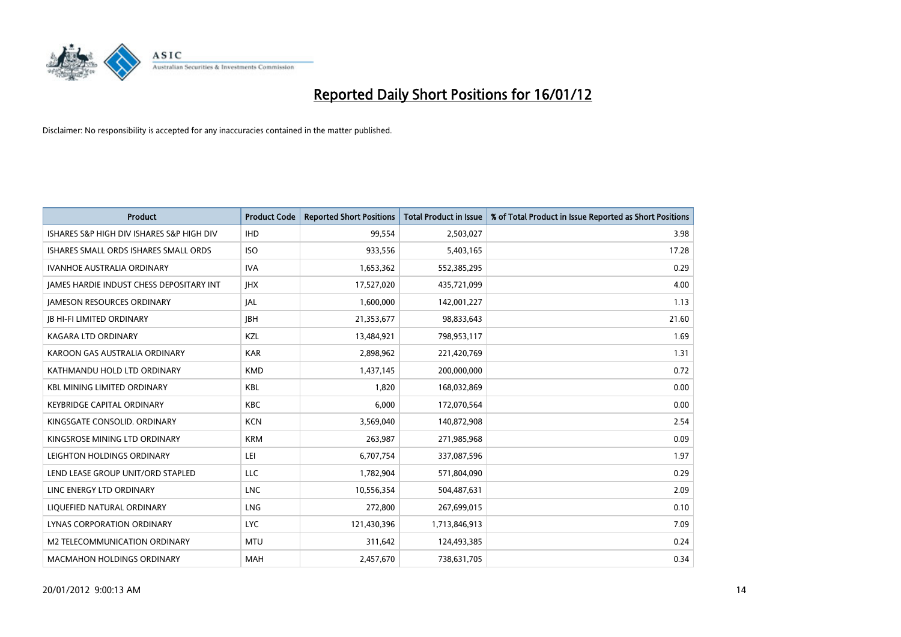# Reported Daily Short Positions for 16/01/12

Disclaimer: No responsibility is accepted for any inaccuracies contained in the matter published.

| Product | Product Code | Reported Short Positions | Total Product in Issue | % of Total Product in Issue Reported as Short Positions |
|---|---|---|---|---|
| ISHARES S&P HIGH DIV ISHARES S&P HIGH DIV | IHD | 99,554 | 2,503,027 | 3.98 |
| ISHARES SMALL ORDS ISHARES SMALL ORDS | ISO | 933,556 | 5,403,165 | 17.28 |
| IVANHOE AUSTRALIA ORDINARY | IVA | 1,653,362 | 552,385,295 | 0.29 |
| JAMES HARDIE INDUST CHESS DEPOSITARY INT | JHX | 17,527,020 | 435,721,099 | 4.00 |
| JAMESON RESOURCES ORDINARY | JAL | 1,600,000 | 142,001,227 | 1.13 |
| JB HI-FI LIMITED ORDINARY | JBH | 21,353,677 | 98,833,643 | 21.60 |
| KAGARA LTD ORDINARY | KZL | 13,484,921 | 798,953,117 | 1.69 |
| KAROON GAS AUSTRALIA ORDINARY | KAR | 2,898,962 | 221,420,769 | 1.31 |
| KATHMANDU HOLD LTD ORDINARY | KMD | 1,437,145 | 200,000,000 | 0.72 |
| KBL MINING LIMITED ORDINARY | KBL | 1,820 | 168,032,869 | 0.00 |
| KEYBRIDGE CAPITAL ORDINARY | KBC | 6,000 | 172,070,564 | 0.00 |
| KINGSGATE CONSOLID. ORDINARY | KCN | 3,569,040 | 140,872,908 | 2.54 |
| KINGSROSE MINING LTD ORDINARY | KRM | 263,987 | 271,985,968 | 0.09 |
| LEIGHTON HOLDINGS ORDINARY | LEI | 6,707,754 | 337,087,596 | 1.97 |
| LEND LEASE GROUP UNIT/ORD STAPLED | LLC | 1,782,904 | 571,804,090 | 0.29 |
| LINC ENERGY LTD ORDINARY | LNC | 10,556,354 | 504,487,631 | 2.09 |
| LIQUEFIED NATURAL ORDINARY | LNG | 272,800 | 267,699,015 | 0.10 |
| LYNAS CORPORATION ORDINARY | LYC | 121,430,396 | 1,713,846,913 | 7.09 |
| M2 TELECOMMUNICATION ORDINARY | MTU | 311,642 | 124,493,385 | 0.24 |
| MACMAHON HOLDINGS ORDINARY | MAH | 2,457,670 | 738,631,705 | 0.34 |

20/01/2012 9:00:13 AM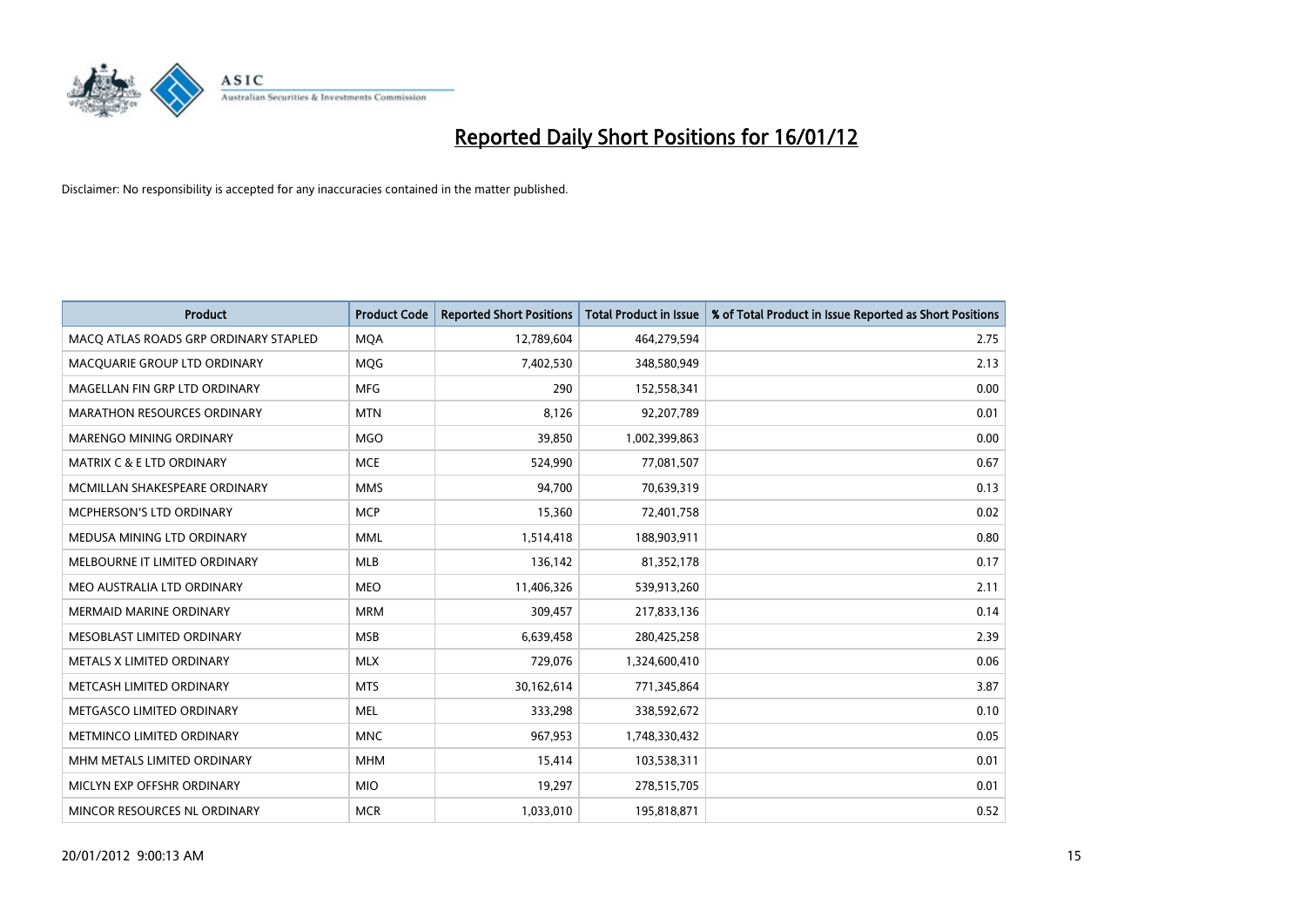# Reported Daily Short Positions for 16/01/12

Disclaimer: No responsibility is accepted for any inaccuracies contained in the matter published.

| Product | Product Code | Reported Short Positions | Total Product in Issue | % of Total Product in Issue Reported as Short Positions |
|---|---|---|---|---|
| MACQ ATLAS ROADS GRP ORDINARY STAPLED | MQA | 12,789,604 | 464,279,594 | 2.75 |
| MACQUARIE GROUP LTD ORDINARY | MQG | 7,402,530 | 348,580,949 | 2.13 |
| MAGELLAN FIN GRP LTD ORDINARY | MFG | 290 | 152,558,341 | 0.00 |
| MARATHON RESOURCES ORDINARY | MTN | 8,126 | 92,207,789 | 0.01 |
| MARENGO MINING ORDINARY | MGO | 39,850 | 1,002,399,863 | 0.00 |
| MATRIX C & E LTD ORDINARY | MCE | 524,990 | 77,081,507 | 0.67 |
| MCMILLAN SHAKESPEARE ORDINARY | MMS | 94,700 | 70,639,319 | 0.13 |
| MCPHERSON'S LTD ORDINARY | MCP | 15,360 | 72,401,758 | 0.02 |
| MEDUSA MINING LTD ORDINARY | MML | 1,514,418 | 188,903,911 | 0.80 |
| MELBOURNE IT LIMITED ORDINARY | MLB | 136,142 | 81,352,178 | 0.17 |
| MEO AUSTRALIA LTD ORDINARY | MEO | 11,406,326 | 539,913,260 | 2.11 |
| MERMAID MARINE ORDINARY | MRM | 309,457 | 217,833,136 | 0.14 |
| MESOBLAST LIMITED ORDINARY | MSB | 6,639,458 | 280,425,258 | 2.39 |
| METALS X LIMITED ORDINARY | MLX | 729,076 | 1,324,600,410 | 0.06 |
| METCASH LIMITED ORDINARY | MTS | 30,162,614 | 771,345,864 | 3.87 |
| METGASCO LIMITED ORDINARY | MEL | 333,298 | 338,592,672 | 0.10 |
| METMINCO LIMITED ORDINARY | MNC | 967,953 | 1,748,330,432 | 0.05 |
| MHM METALS LIMITED ORDINARY | MHM | 15,414 | 103,538,311 | 0.01 |
| MICLYN EXP OFFSHR ORDINARY | MIO | 19,297 | 278,515,705 | 0.01 |
| MINCOR RESOURCES NL ORDINARY | MCR | 1,033,010 | 195,818,871 | 0.52 |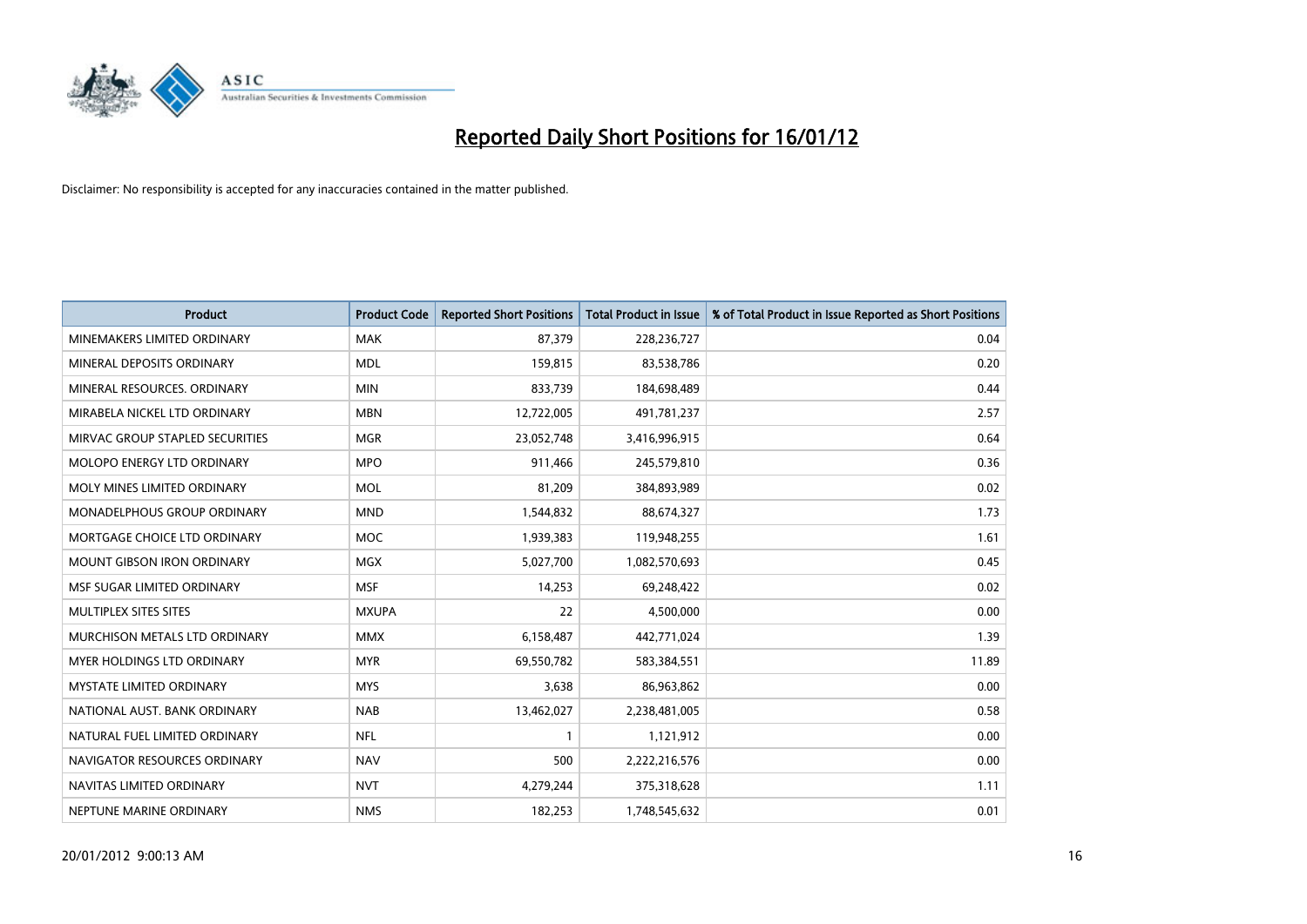# Reported Daily Short Positions for 16/01/12

Disclaimer: No responsibility is accepted for any inaccuracies contained in the matter published.

| Product | Product Code | Reported Short Positions | Total Product in Issue | % of Total Product in Issue Reported as Short Positions |
|---|---|---|---|---|
| MINEMAKERS LIMITED ORDINARY | MAK | 87,379 | 228,236,727 | 0.04 |
| MINERAL DEPOSITS ORDINARY | MDL | 159,815 | 83,538,786 | 0.20 |
| MINERAL RESOURCES. ORDINARY | MIN | 833,739 | 184,698,489 | 0.44 |
| MIRABELA NICKEL LTD ORDINARY | MBN | 12,722,005 | 491,781,237 | 2.57 |
| MIRVAC GROUP STAPLED SECURITIES | MGR | 23,052,748 | 3,416,996,915 | 0.64 |
| MOLOPO ENERGY LTD ORDINARY | MPO | 911,466 | 245,579,810 | 0.36 |
| MOLY MINES LIMITED ORDINARY | MOL | 81,209 | 384,893,989 | 0.02 |
| MONADELPHOUS GROUP ORDINARY | MND | 1,544,832 | 88,674,327 | 1.73 |
| MORTGAGE CHOICE LTD ORDINARY | MOC | 1,939,383 | 119,948,255 | 1.61 |
| MOUNT GIBSON IRON ORDINARY | MGX | 5,027,700 | 1,082,570,693 | 0.45 |
| MSF SUGAR LIMITED ORDINARY | MSF | 14,253 | 69,248,422 | 0.02 |
| MULTIPLEX SITES SITES | MXUPA | 22 | 4,500,000 | 0.00 |
| MURCHISON METALS LTD ORDINARY | MMX | 6,158,487 | 442,771,024 | 1.39 |
| MYER HOLDINGS LTD ORDINARY | MYR | 69,550,782 | 583,384,551 | 11.89 |
| MYSTATE LIMITED ORDINARY | MYS | 3,638 | 86,963,862 | 0.00 |
| NATIONAL AUST. BANK ORDINARY | NAB | 13,462,027 | 2,238,481,005 | 0.58 |
| NATURAL FUEL LIMITED ORDINARY | NFL | 1 | 1,121,912 | 0.00 |
| NAVIGATOR RESOURCES ORDINARY | NAV | 500 | 2,222,216,576 | 0.00 |
| NAVITAS LIMITED ORDINARY | NVT | 4,279,244 | 375,318,628 | 1.11 |
| NEPTUNE MARINE ORDINARY | NMS | 182,253 | 1,748,545,632 | 0.01 |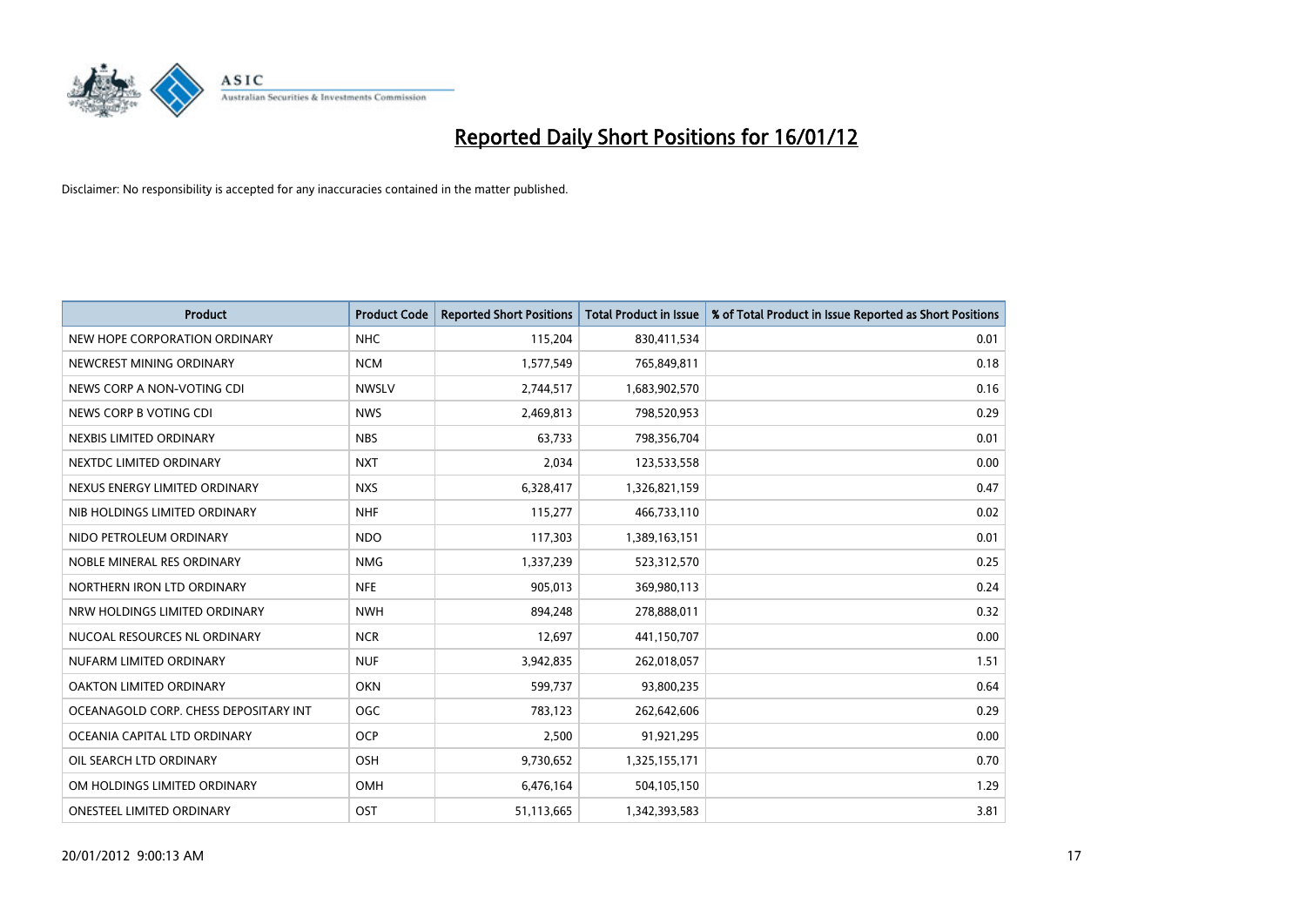# Reported Daily Short Positions for 16/01/12

Disclaimer: No responsibility is accepted for any inaccuracies contained in the matter published.

| Product | Product Code | Reported Short Positions | Total Product in Issue | % of Total Product in Issue Reported as Short Positions |
|---|---|---|---|---|
| NEW HOPE CORPORATION ORDINARY | NHC | 115,204 | 830,411,534 | 0.01 |
| NEWCREST MINING ORDINARY | NCM | 1,577,549 | 765,849,811 | 0.18 |
| NEWS CORP A NON-VOTING CDI | NWSLV | 2,744,517 | 1,683,902,570 | 0.16 |
| NEWS CORP B VOTING CDI | NWS | 2,469,813 | 798,520,953 | 0.29 |
| NEXBIS LIMITED ORDINARY | NBS | 63,733 | 798,356,704 | 0.01 |
| NEXTDC LIMITED ORDINARY | NXT | 2,034 | 123,533,558 | 0.00 |
| NEXUS ENERGY LIMITED ORDINARY | NXS | 6,328,417 | 1,326,821,159 | 0.47 |
| NIB HOLDINGS LIMITED ORDINARY | NHF | 115,277 | 466,733,110 | 0.02 |
| NIDO PETROLEUM ORDINARY | NDO | 117,303 | 1,389,163,151 | 0.01 |
| NOBLE MINERAL RES ORDINARY | NMG | 1,337,239 | 523,312,570 | 0.25 |
| NORTHERN IRON LTD ORDINARY | NFE | 905,013 | 369,980,113 | 0.24 |
| NRW HOLDINGS LIMITED ORDINARY | NWH | 894,248 | 278,888,011 | 0.32 |
| NUCOAL RESOURCES NL ORDINARY | NCR | 12,697 | 441,150,707 | 0.00 |
| NUFARM LIMITED ORDINARY | NUF | 3,942,835 | 262,018,057 | 1.51 |
| OAKTON LIMITED ORDINARY | OKN | 599,737 | 93,800,235 | 0.64 |
| OCEANAGOLD CORP. CHESS DEPOSITARY INT | OGC | 783,123 | 262,642,606 | 0.29 |
| OCEANIA CAPITAL LTD ORDINARY | OCP | 2,500 | 91,921,295 | 0.00 |
| OIL SEARCH LTD ORDINARY | OSH | 9,730,652 | 1,325,155,171 | 0.70 |
| OM HOLDINGS LIMITED ORDINARY | OMH | 6,476,164 | 504,105,150 | 1.29 |
| ONESTEEL LIMITED ORDINARY | OST | 51,113,665 | 1,342,393,583 | 3.81 |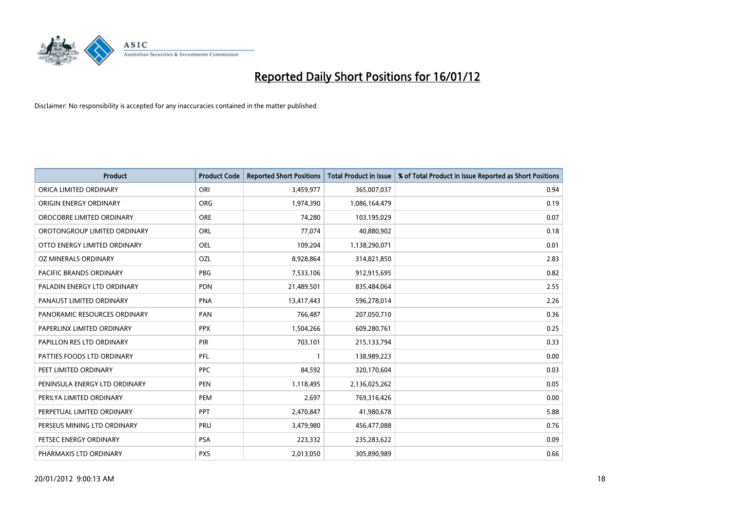# Reported Daily Short Positions for 16/01/12

Disclaimer: No responsibility is accepted for any inaccuracies contained in the matter published.

| Product | Product Code | Reported Short Positions | Total Product in Issue | % of Total Product in Issue Reported as Short Positions |
|---|---|---|---|---|
| ORICA LIMITED ORDINARY | ORI | 3,459,977 | 365,007,037 | 0.94 |
| ORIGIN ENERGY ORDINARY | ORG | 1,974,390 | 1,086,164,479 | 0.19 |
| OROCOBRE LIMITED ORDINARY | ORE | 74,280 | 103,195,029 | 0.07 |
| OROTONGROUP LIMITED ORDINARY | ORL | 77,074 | 40,880,902 | 0.18 |
| OTTO ENERGY LIMITED ORDINARY | OEL | 109,204 | 1,138,290,071 | 0.01 |
| OZ MINERALS ORDINARY | OZL | 8,928,864 | 314,821,850 | 2.83 |
| PACIFIC BRANDS ORDINARY | PBG | 7,533,106 | 912,915,695 | 0.82 |
| PALADIN ENERGY LTD ORDINARY | PDN | 21,489,501 | 835,484,064 | 2.55 |
| PANAUST LIMITED ORDINARY | PNA | 13,417,443 | 596,278,014 | 2.26 |
| PANORAMIC RESOURCES ORDINARY | PAN | 766,487 | 207,050,710 | 0.36 |
| PAPERLINX LIMITED ORDINARY | PPX | 1,504,266 | 609,280,761 | 0.25 |
| PAPILLON RES LTD ORDINARY | PIR | 703,101 | 215,133,794 | 0.33 |
| PATTIES FOODS LTD ORDINARY | PFL | 1 | 138,989,223 | 0.00 |
| PEET LIMITED ORDINARY | PPC | 84,592 | 320,170,604 | 0.03 |
| PENINSULA ENERGY LTD ORDINARY | PEN | 1,118,495 | 2,136,025,262 | 0.05 |
| PERILYA LIMITED ORDINARY | PEM | 2,697 | 769,316,426 | 0.00 |
| PERPETUAL LIMITED ORDINARY | PPT | 2,470,847 | 41,980,678 | 5.88 |
| PERSEUS MINING LTD ORDINARY | PRU | 3,479,980 | 456,477,088 | 0.76 |
| PETSEC ENERGY ORDINARY | PSA | 223,332 | 235,283,622 | 0.09 |
| PHARMAXIS LTD ORDINARY | PXS | 2,013,050 | 305,890,989 | 0.66 |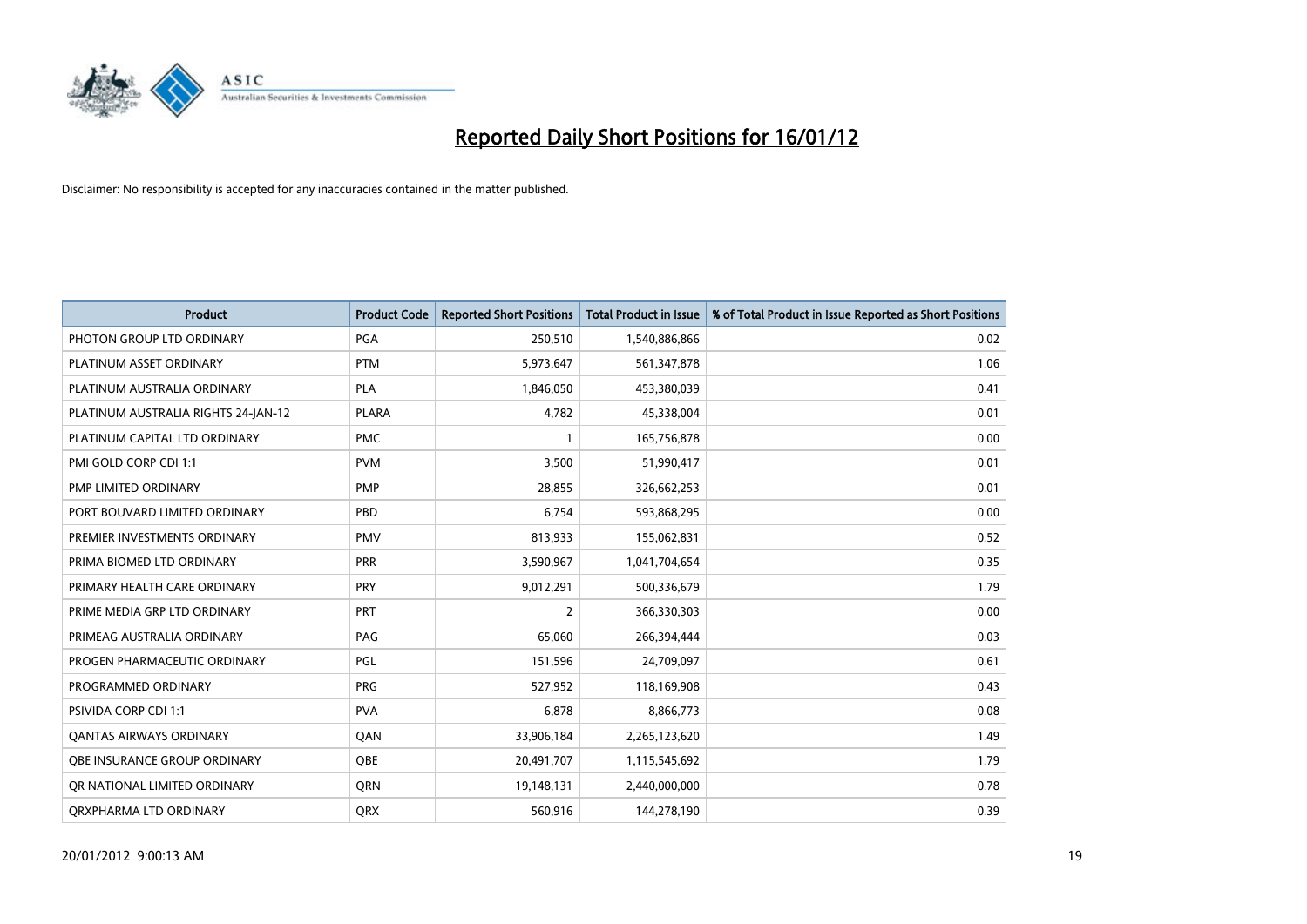# Reported Daily Short Positions for 16/01/12

Disclaimer: No responsibility is accepted for any inaccuracies contained in the matter published.

| Product | Product Code | Reported Short Positions | Total Product in Issue | % of Total Product in Issue Reported as Short Positions |
|---|---|---|---|---|
| PHOTON GROUP LTD ORDINARY | PGA | 250,510 | 1,540,886,866 | 0.02 |
| PLATINUM ASSET ORDINARY | PTM | 5,973,647 | 561,347,878 | 1.06 |
| PLATINUM AUSTRALIA ORDINARY | PLA | 1,846,050 | 453,380,039 | 0.41 |
| PLATINUM AUSTRALIA RIGHTS 24-JAN-12 | PLARA | 4,782 | 45,338,004 | 0.01 |
| PLATINUM CAPITAL LTD ORDINARY | PMC | 1 | 165,756,878 | 0.00 |
| PMI GOLD CORP CDI 1:1 | PVM | 3,500 | 51,990,417 | 0.01 |
| PMP LIMITED ORDINARY | PMP | 28,855 | 326,662,253 | 0.01 |
| PORT BOUVARD LIMITED ORDINARY | PBD | 6,754 | 593,868,295 | 0.00 |
| PREMIER INVESTMENTS ORDINARY | PMV | 813,933 | 155,062,831 | 0.52 |
| PRIMA BIOMED LTD ORDINARY | PRR | 3,590,967 | 1,041,704,654 | 0.35 |
| PRIMARY HEALTH CARE ORDINARY | PRY | 9,012,291 | 500,336,679 | 1.79 |
| PRIME MEDIA GRP LTD ORDINARY | PRT | 2 | 366,330,303 | 0.00 |
| PRIMEAG AUSTRALIA ORDINARY | PAG | 65,060 | 266,394,444 | 0.03 |
| PROGEN PHARMACEUTIC ORDINARY | PGL | 151,596 | 24,709,097 | 0.61 |
| PROGRAMMED ORDINARY | PRG | 527,952 | 118,169,908 | 0.43 |
| PSIVIDA CORP CDI 1:1 | PVA | 6,878 | 8,866,773 | 0.08 |
| QANTAS AIRWAYS ORDINARY | QAN | 33,906,184 | 2,265,123,620 | 1.49 |
| QBE INSURANCE GROUP ORDINARY | QBE | 20,491,707 | 1,115,545,692 | 1.79 |
| QR NATIONAL LIMITED ORDINARY | QRN | 19,148,131 | 2,440,000,000 | 0.78 |
| QRXPHARMA LTD ORDINARY | QRX | 560,916 | 144,278,190 | 0.39 |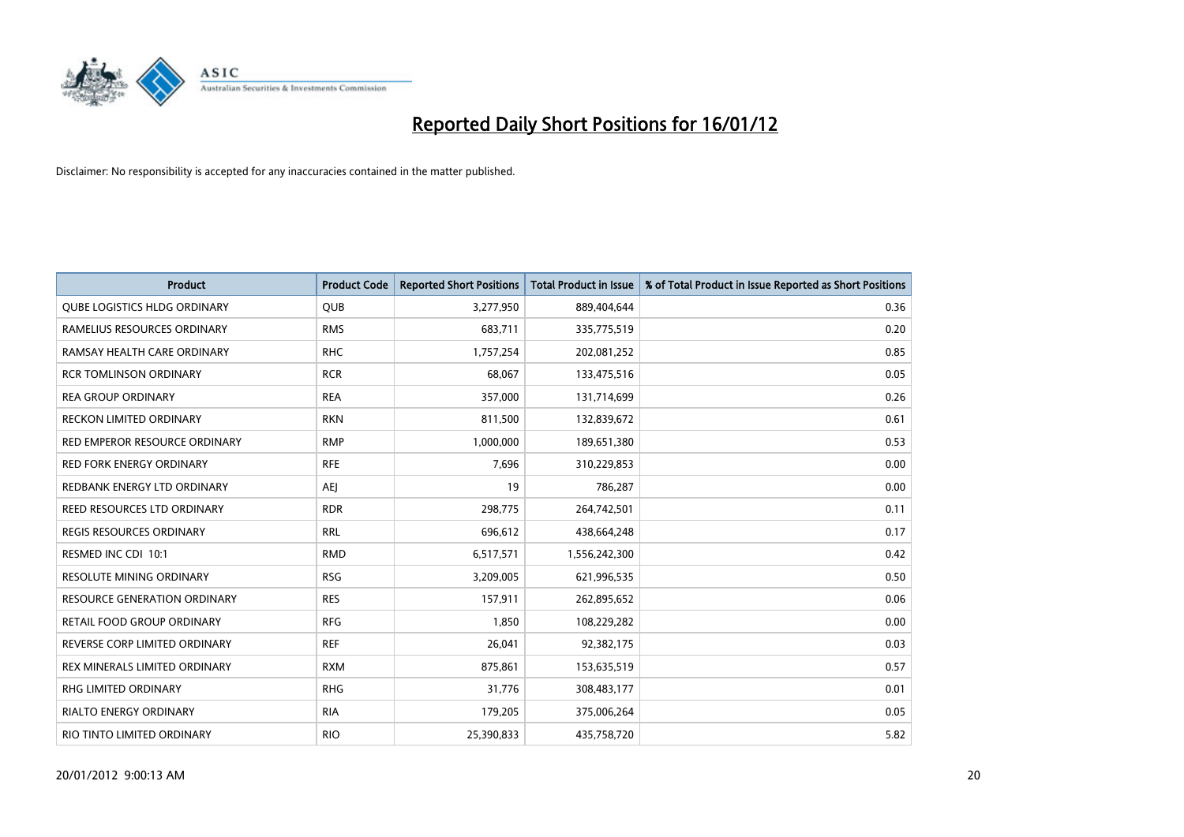# Reported Daily Short Positions for 16/01/12

Disclaimer: No responsibility is accepted for any inaccuracies contained in the matter published.

| Product | Product Code | Reported Short Positions | Total Product in Issue | % of Total Product in Issue Reported as Short Positions |
|---|---|---|---|---|
| QUBE LOGISTICS HLDG ORDINARY | QUB | 3,277,950 | 889,404,644 | 0.36 |
| RAMELIUS RESOURCES ORDINARY | RMS | 683,711 | 335,775,519 | 0.20 |
| RAMSAY HEALTH CARE ORDINARY | RHC | 1,757,254 | 202,081,252 | 0.85 |
| RCR TOMLINSON ORDINARY | RCR | 68,067 | 133,475,516 | 0.05 |
| REA GROUP ORDINARY | REA | 357,000 | 131,714,699 | 0.26 |
| RECKON LIMITED ORDINARY | RKN | 811,500 | 132,839,672 | 0.61 |
| RED EMPEROR RESOURCE ORDINARY | RMP | 1,000,000 | 189,651,380 | 0.53 |
| RED FORK ENERGY ORDINARY | RFE | 7,696 | 310,229,853 | 0.00 |
| REDBANK ENERGY LTD ORDINARY | AEJ | 19 | 786,287 | 0.00 |
| REED RESOURCES LTD ORDINARY | RDR | 298,775 | 264,742,501 | 0.11 |
| REGIS RESOURCES ORDINARY | RRL | 696,612 | 438,664,248 | 0.17 |
| RESMED INC CDI 10:1 | RMD | 6,517,571 | 1,556,242,300 | 0.42 |
| RESOLUTE MINING ORDINARY | RSG | 3,209,005 | 621,996,535 | 0.50 |
| RESOURCE GENERATION ORDINARY | RES | 157,911 | 262,895,652 | 0.06 |
| RETAIL FOOD GROUP ORDINARY | RFG | 1,850 | 108,229,282 | 0.00 |
| REVERSE CORP LIMITED ORDINARY | REF | 26,041 | 92,382,175 | 0.03 |
| REX MINERALS LIMITED ORDINARY | RXM | 875,861 | 153,635,519 | 0.57 |
| RHG LIMITED ORDINARY | RHG | 31,776 | 308,483,177 | 0.01 |
| RIALTO ENERGY ORDINARY | RIA | 179,205 | 375,006,264 | 0.05 |
| RIO TINTO LIMITED ORDINARY | RIO | 25,390,833 | 435,758,720 | 5.82 |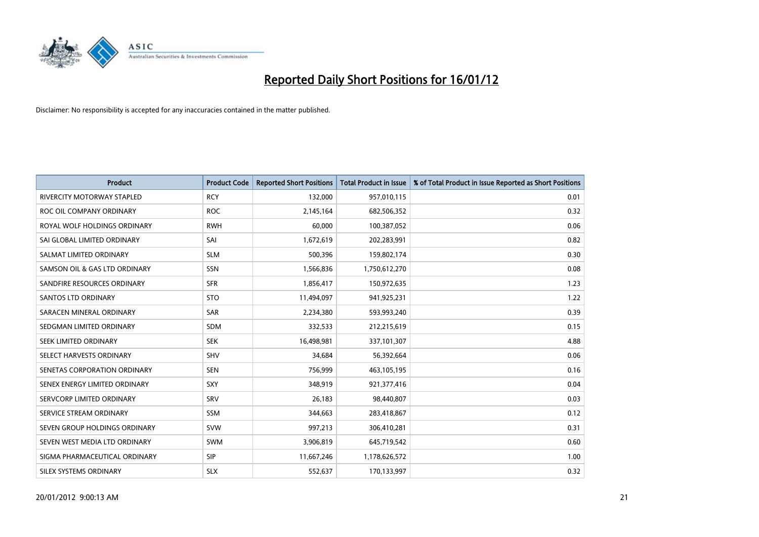# Reported Daily Short Positions for 16/01/12

Disclaimer: No responsibility is accepted for any inaccuracies contained in the matter published.

| Product | Product Code | Reported Short Positions | Total Product in Issue | % of Total Product in Issue Reported as Short Positions |
|---|---|---|---|---|
| RIVERCITY MOTORWAY STAPLED | RCY | 132,000 | 957,010,115 | 0.01 |
| ROC OIL COMPANY ORDINARY | ROC | 2,145,164 | 682,506,352 | 0.32 |
| ROYAL WOLF HOLDINGS ORDINARY | RWH | 60,000 | 100,387,052 | 0.06 |
| SAI GLOBAL LIMITED ORDINARY | SAI | 1,672,619 | 202,283,991 | 0.82 |
| SALMAT LIMITED ORDINARY | SLM | 500,396 | 159,802,174 | 0.30 |
| SAMSON OIL & GAS LTD ORDINARY | SSN | 1,566,836 | 1,750,612,270 | 0.08 |
| SANDFIRE RESOURCES ORDINARY | SFR | 1,856,417 | 150,972,635 | 1.23 |
| SANTOS LTD ORDINARY | STO | 11,494,097 | 941,925,231 | 1.22 |
| SARACEN MINERAL ORDINARY | SAR | 2,234,380 | 593,993,240 | 0.39 |
| SEDGMAN LIMITED ORDINARY | SDM | 332,533 | 212,215,619 | 0.15 |
| SEEK LIMITED ORDINARY | SEK | 16,498,981 | 337,101,307 | 4.88 |
| SELECT HARVESTS ORDINARY | SHV | 34,684 | 56,392,664 | 0.06 |
| SENETAS CORPORATION ORDINARY | SEN | 756,999 | 463,105,195 | 0.16 |
| SENEX ENERGY LIMITED ORDINARY | SXY | 348,919 | 921,377,416 | 0.04 |
| SERVCORP LIMITED ORDINARY | SRV | 26,183 | 98,440,807 | 0.03 |
| SERVICE STREAM ORDINARY | SSM | 344,663 | 283,418,867 | 0.12 |
| SEVEN GROUP HOLDINGS ORDINARY | SVW | 997,213 | 306,410,281 | 0.31 |
| SEVEN WEST MEDIA LTD ORDINARY | SWM | 3,906,819 | 645,719,542 | 0.60 |
| SIGMA PHARMACEUTICAL ORDINARY | SIP | 11,667,246 | 1,178,626,572 | 1.00 |
| SILEX SYSTEMS ORDINARY | SLX | 552,637 | 170,133,997 | 0.32 |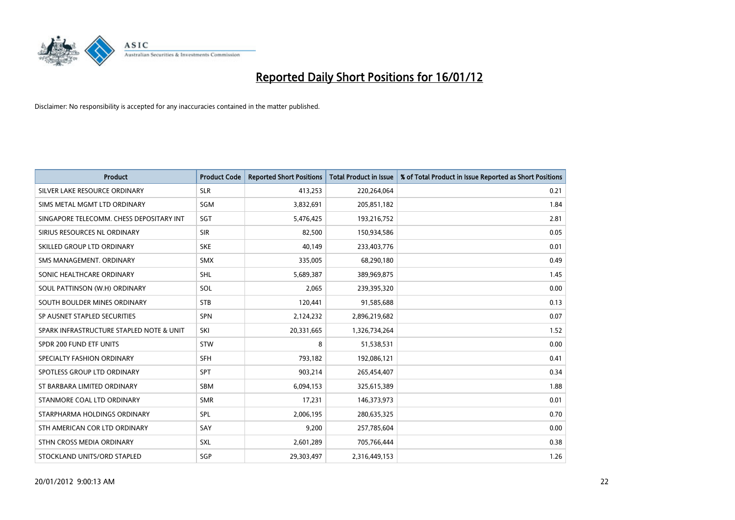# Reported Daily Short Positions for 16/01/12

Disclaimer: No responsibility is accepted for any inaccuracies contained in the matter published.

| Product | Product Code | Reported Short Positions | Total Product in Issue | % of Total Product in Issue Reported as Short Positions |
|---|---|---|---|---|
| SILVER LAKE RESOURCE ORDINARY | SLR | 413,253 | 220,264,064 | 0.21 |
| SIMS METAL MGMT LTD ORDINARY | SGM | 3,832,691 | 205,851,182 | 1.84 |
| SINGAPORE TELECOMM. CHESS DEPOSITARY INT | SGT | 5,476,425 | 193,216,752 | 2.81 |
| SIRIUS RESOURCES NL ORDINARY | SIR | 82,500 | 150,934,586 | 0.05 |
| SKILLED GROUP LTD ORDINARY | SKE | 40,149 | 233,403,776 | 0.01 |
| SMS MANAGEMENT. ORDINARY | SMX | 335,005 | 68,290,180 | 0.49 |
| SONIC HEALTHCARE ORDINARY | SHL | 5,689,387 | 389,969,875 | 1.45 |
| SOUL PATTINSON (W.H) ORDINARY | SOL | 2,065 | 239,395,320 | 0.00 |
| SOUTH BOULDER MINES ORDINARY | STB | 120,441 | 91,585,688 | 0.13 |
| SP AUSNET STAPLED SECURITIES | SPN | 2,124,232 | 2,896,219,682 | 0.07 |
| SPARK INFRASTRUCTURE STAPLED NOTE & UNIT | SKI | 20,331,665 | 1,326,734,264 | 1.52 |
| SPDR 200 FUND ETF UNITS | STW | 8 | 51,538,531 | 0.00 |
| SPECIALTY FASHION ORDINARY | SFH | 793,182 | 192,086,121 | 0.41 |
| SPOTLESS GROUP LTD ORDINARY | SPT | 903,214 | 265,454,407 | 0.34 |
| ST BARBARA LIMITED ORDINARY | SBM | 6,094,153 | 325,615,389 | 1.88 |
| STANMORE COAL LTD ORDINARY | SMR | 17,231 | 146,373,973 | 0.01 |
| STARPHARMA HOLDINGS ORDINARY | SPL | 2,006,195 | 280,635,325 | 0.70 |
| STH AMERICAN COR LTD ORDINARY | SAY | 9,200 | 257,785,604 | 0.00 |
| STHN CROSS MEDIA ORDINARY | SXL | 2,601,289 | 705,766,444 | 0.38 |
| STOCKLAND UNITS/ORD STAPLED | SGP | 29,303,497 | 2,316,449,153 | 1.26 |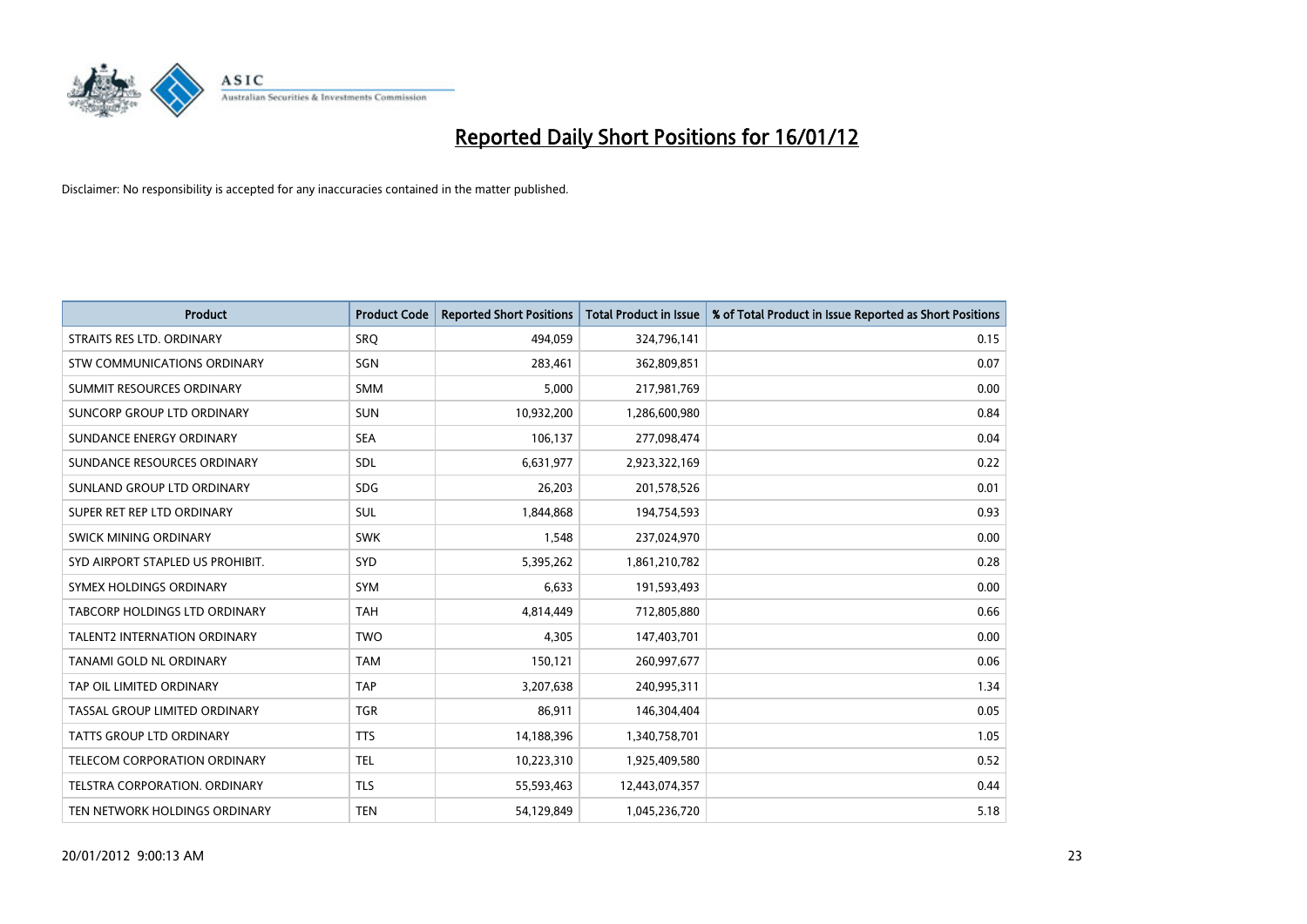# Reported Daily Short Positions for 16/01/12

Disclaimer: No responsibility is accepted for any inaccuracies contained in the matter published.

| Product | Product Code | Reported Short Positions | Total Product in Issue | % of Total Product in Issue Reported as Short Positions |
|---|---|---|---|---|
| STRAITS RES LTD. ORDINARY | SRQ | 494,059 | 324,796,141 | 0.15 |
| STW COMMUNICATIONS ORDINARY | SGN | 283,461 | 362,809,851 | 0.07 |
| SUMMIT RESOURCES ORDINARY | SMM | 5,000 | 217,981,769 | 0.00 |
| SUNCORP GROUP LTD ORDINARY | SUN | 10,932,200 | 1,286,600,980 | 0.84 |
| SUNDANCE ENERGY ORDINARY | SEA | 106,137 | 277,098,474 | 0.04 |
| SUNDANCE RESOURCES ORDINARY | SDL | 6,631,977 | 2,923,322,169 | 0.22 |
| SUNLAND GROUP LTD ORDINARY | SDG | 26,203 | 201,578,526 | 0.01 |
| SUPER RET REP LTD ORDINARY | SUL | 1,844,868 | 194,754,593 | 0.93 |
| SWICK MINING ORDINARY | SWK | 1,548 | 237,024,970 | 0.00 |
| SYD AIRPORT STAPLED US PROHIBIT. | SYD | 5,395,262 | 1,861,210,782 | 0.28 |
| SYMEX HOLDINGS ORDINARY | SYM | 6,633 | 191,593,493 | 0.00 |
| TABCORP HOLDINGS LTD ORDINARY | TAH | 4,814,449 | 712,805,880 | 0.66 |
| TALENT2 INTERNATION ORDINARY | TWO | 4,305 | 147,403,701 | 0.00 |
| TANAMI GOLD NL ORDINARY | TAM | 150,121 | 260,997,677 | 0.06 |
| TAP OIL LIMITED ORDINARY | TAP | 3,207,638 | 240,995,311 | 1.34 |
| TASSAL GROUP LIMITED ORDINARY | TGR | 86,911 | 146,304,404 | 0.05 |
| TATTS GROUP LTD ORDINARY | TTS | 14,188,396 | 1,340,758,701 | 1.05 |
| TELECOM CORPORATION ORDINARY | TEL | 10,223,310 | 1,925,409,580 | 0.52 |
| TELSTRA CORPORATION. ORDINARY | TLS | 55,593,463 | 12,443,074,357 | 0.44 |
| TEN NETWORK HOLDINGS ORDINARY | TEN | 54,129,849 | 1,045,236,720 | 5.18 |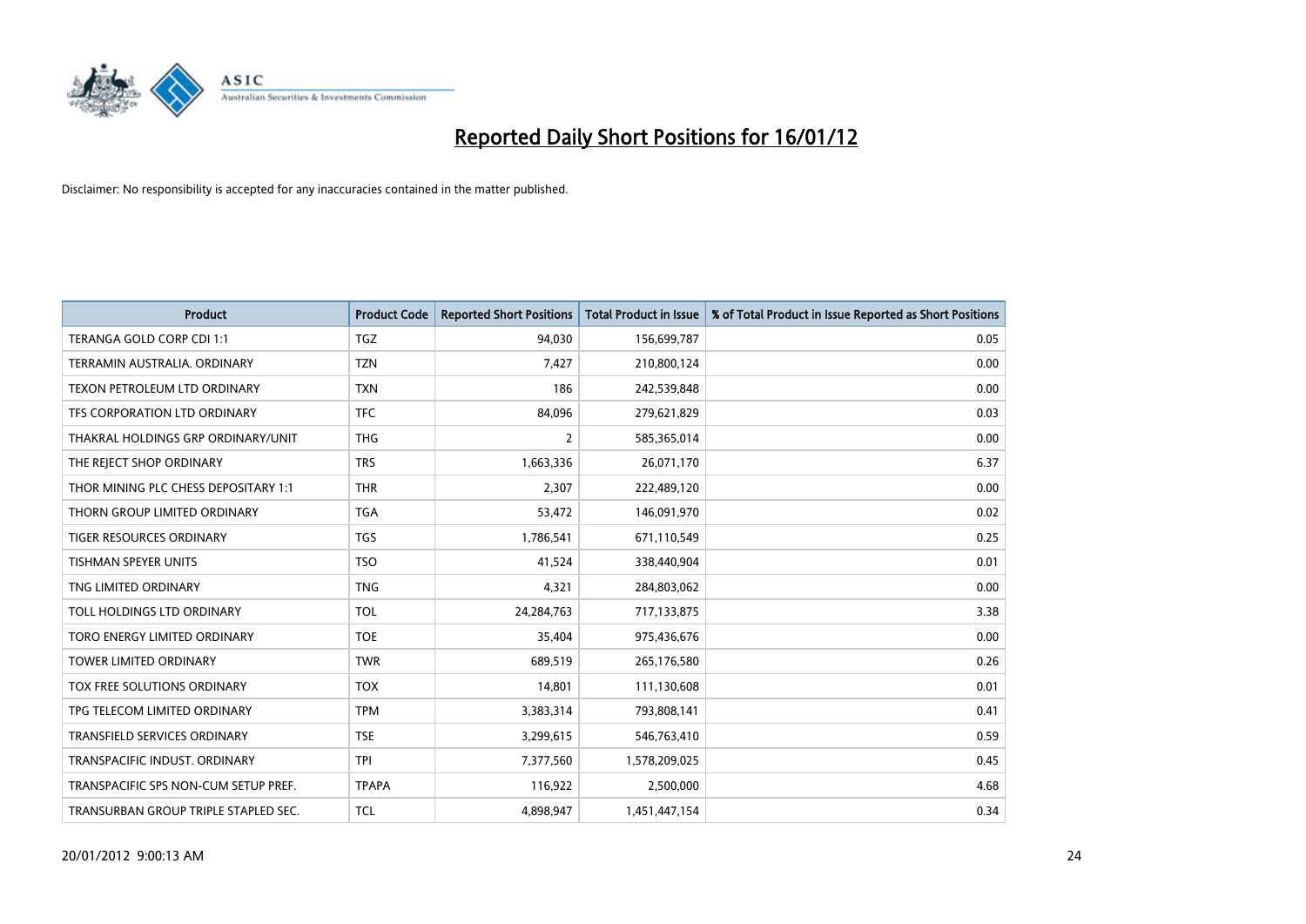# Reported Daily Short Positions for 16/01/12

Disclaimer: No responsibility is accepted for any inaccuracies contained in the matter published.

| Product | Product Code | Reported Short Positions | Total Product in Issue | % of Total Product in Issue Reported as Short Positions |
|---|---|---|---|---|
| TERANGA GOLD CORP CDI 1:1 | TGZ | 94,030 | 156,699,787 | 0.05 |
| TERRAMIN AUSTRALIA. ORDINARY | TZN | 7,427 | 210,800,124 | 0.00 |
| TEXON PETROLEUM LTD ORDINARY | TXN | 186 | 242,539,848 | 0.00 |
| TFS CORPORATION LTD ORDINARY | TFC | 84,096 | 279,621,829 | 0.03 |
| THAKRAL HOLDINGS GRP ORDINARY/UNIT | THG | 2 | 585,365,014 | 0.00 |
| THE REJECT SHOP ORDINARY | TRS | 1,663,336 | 26,071,170 | 6.37 |
| THOR MINING PLC CHESS DEPOSITARY 1:1 | THR | 2,307 | 222,489,120 | 0.00 |
| THORN GROUP LIMITED ORDINARY | TGA | 53,472 | 146,091,970 | 0.02 |
| TIGER RESOURCES ORDINARY | TGS | 1,786,541 | 671,110,549 | 0.25 |
| TISHMAN SPEYER UNITS | TSO | 41,524 | 338,440,904 | 0.01 |
| TNG LIMITED ORDINARY | TNG | 4,321 | 284,803,062 | 0.00 |
| TOLL HOLDINGS LTD ORDINARY | TOL | 24,284,763 | 717,133,875 | 3.38 |
| TORO ENERGY LIMITED ORDINARY | TOE | 35,404 | 975,436,676 | 0.00 |
| TOWER LIMITED ORDINARY | TWR | 689,519 | 265,176,580 | 0.26 |
| TOX FREE SOLUTIONS ORDINARY | TOX | 14,801 | 111,130,608 | 0.01 |
| TPG TELECOM LIMITED ORDINARY | TPM | 3,383,314 | 793,808,141 | 0.41 |
| TRANSFIELD SERVICES ORDINARY | TSE | 3,299,615 | 546,763,410 | 0.59 |
| TRANSPACIFIC INDUST. ORDINARY | TPI | 7,377,560 | 1,578,209,025 | 0.45 |
| TRANSPACIFIC SPS NON-CUM SETUP PREF. | TPAPA | 116,922 | 2,500,000 | 4.68 |
| TRANSURBAN GROUP TRIPLE STAPLED SEC. | TCL | 4,898,947 | 1,451,447,154 | 0.34 |

20/01/2012 9:00:13 AM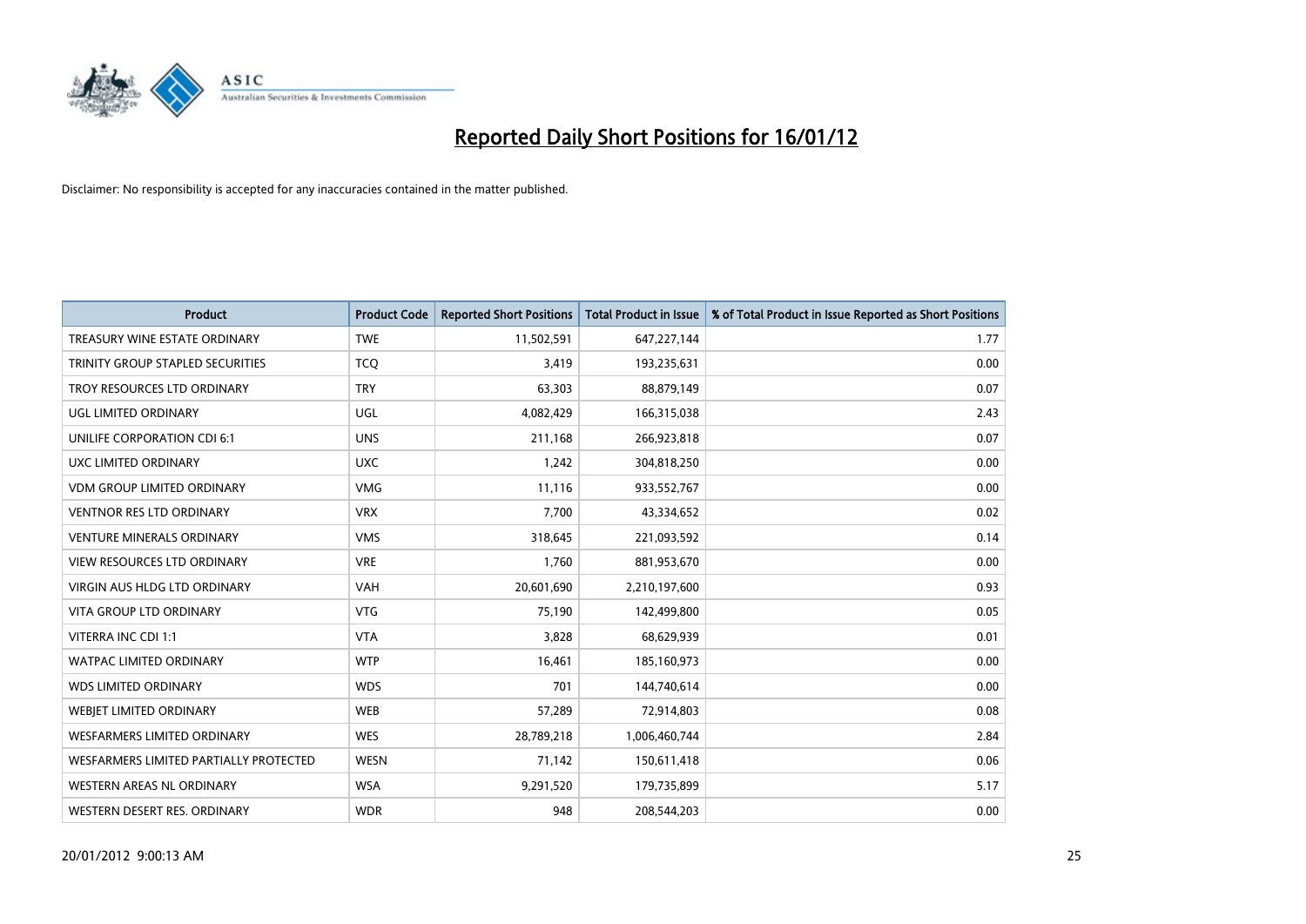# Reported Daily Short Positions for 16/01/12

Disclaimer: No responsibility is accepted for any inaccuracies contained in the matter published.

| Product | Product Code | Reported Short Positions | Total Product in Issue | % of Total Product in Issue Reported as Short Positions |
|---|---|---|---|---|
| TREASURY WINE ESTATE ORDINARY | TWE | 11,502,591 | 647,227,144 | 1.77 |
| TRINITY GROUP STAPLED SECURITIES | TCQ | 3,419 | 193,235,631 | 0.00 |
| TROY RESOURCES LTD ORDINARY | TRY | 63,303 | 88,879,149 | 0.07 |
| UGL LIMITED ORDINARY | UGL | 4,082,429 | 166,315,038 | 2.43 |
| UNILIFE CORPORATION CDI 6:1 | UNS | 211,168 | 266,923,818 | 0.07 |
| UXC LIMITED ORDINARY | UXC | 1,242 | 304,818,250 | 0.00 |
| VDM GROUP LIMITED ORDINARY | VMG | 11,116 | 933,552,767 | 0.00 |
| VENTNOR RES LTD ORDINARY | VRX | 7,700 | 43,334,652 | 0.02 |
| VENTURE MINERALS ORDINARY | VMS | 318,645 | 221,093,592 | 0.14 |
| VIEW RESOURCES LTD ORDINARY | VRE | 1,760 | 881,953,670 | 0.00 |
| VIRGIN AUS HLDG LTD ORDINARY | VAH | 20,601,690 | 2,210,197,600 | 0.93 |
| VITA GROUP LTD ORDINARY | VTG | 75,190 | 142,499,800 | 0.05 |
| VITERRA INC CDI 1:1 | VTA | 3,828 | 68,629,939 | 0.01 |
| WATPAC LIMITED ORDINARY | WTP | 16,461 | 185,160,973 | 0.00 |
| WDS LIMITED ORDINARY | WDS | 701 | 144,740,614 | 0.00 |
| WEBJET LIMITED ORDINARY | WEB | 57,289 | 72,914,803 | 0.08 |
| WESFARMERS LIMITED ORDINARY | WES | 28,789,218 | 1,006,460,744 | 2.84 |
| WESFARMERS LIMITED PARTIALLY PROTECTED | WESN | 71,142 | 150,611,418 | 0.06 |
| WESTERN AREAS NL ORDINARY | WSA | 9,291,520 | 179,735,899 | 5.17 |
| WESTERN DESERT RES. ORDINARY | WDR | 948 | 208,544,203 | 0.00 |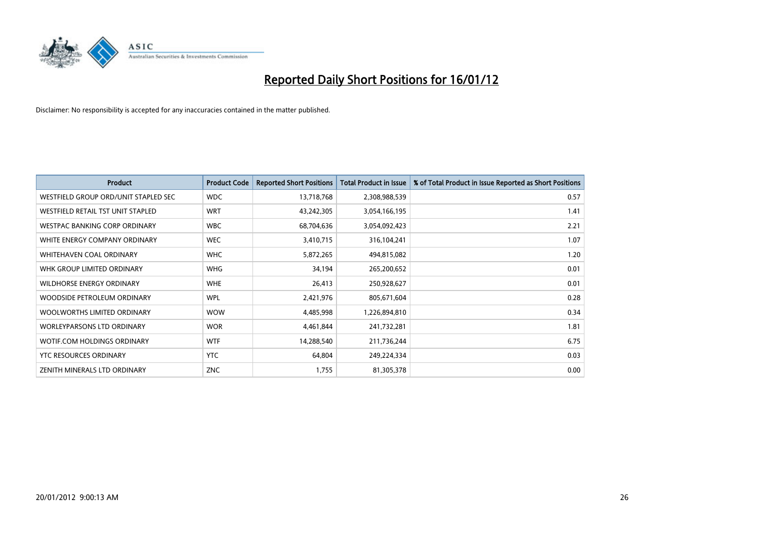# Reported Daily Short Positions for 16/01/12

Disclaimer: No responsibility is accepted for any inaccuracies contained in the matter published.

| Product | Product Code | Reported Short Positions | Total Product in Issue | % of Total Product in Issue Reported as Short Positions |
|---|---|---|---|---|
| WESTFIELD GROUP ORD/UNIT STAPLED SEC | WDC | 13,718,768 | 2,308,988,539 | 0.57 |
| WESTFIELD RETAIL TST UNIT STAPLED | WRT | 43,242,305 | 3,054,166,195 | 1.41 |
| WESTPAC BANKING CORP ORDINARY | WBC | 68,704,636 | 3,054,092,423 | 2.21 |
| WHITE ENERGY COMPANY ORDINARY | WEC | 3,410,715 | 316,104,241 | 1.07 |
| WHITEHAVEN COAL ORDINARY | WHC | 5,872,265 | 494,815,082 | 1.20 |
| WHK GROUP LIMITED ORDINARY | WHG | 34,194 | 265,200,652 | 0.01 |
| WILDHORSE ENERGY ORDINARY | WHE | 26,413 | 250,928,627 | 0.01 |
| WOODSIDE PETROLEUM ORDINARY | WPL | 2,421,976 | 805,671,604 | 0.28 |
| WOOLWORTHS LIMITED ORDINARY | WOW | 4,485,998 | 1,226,894,810 | 0.34 |
| WORLEYPARSONS LTD ORDINARY | WOR | 4,461,844 | 241,732,281 | 1.81 |
| WOTIF.COM HOLDINGS ORDINARY | WTF | 14,288,540 | 211,736,244 | 6.75 |
| YTC RESOURCES ORDINARY | YTC | 64,804 | 249,224,334 | 0.03 |
| ZENITH MINERALS LTD ORDINARY | ZNC | 1,755 | 81,305,378 | 0.00 |